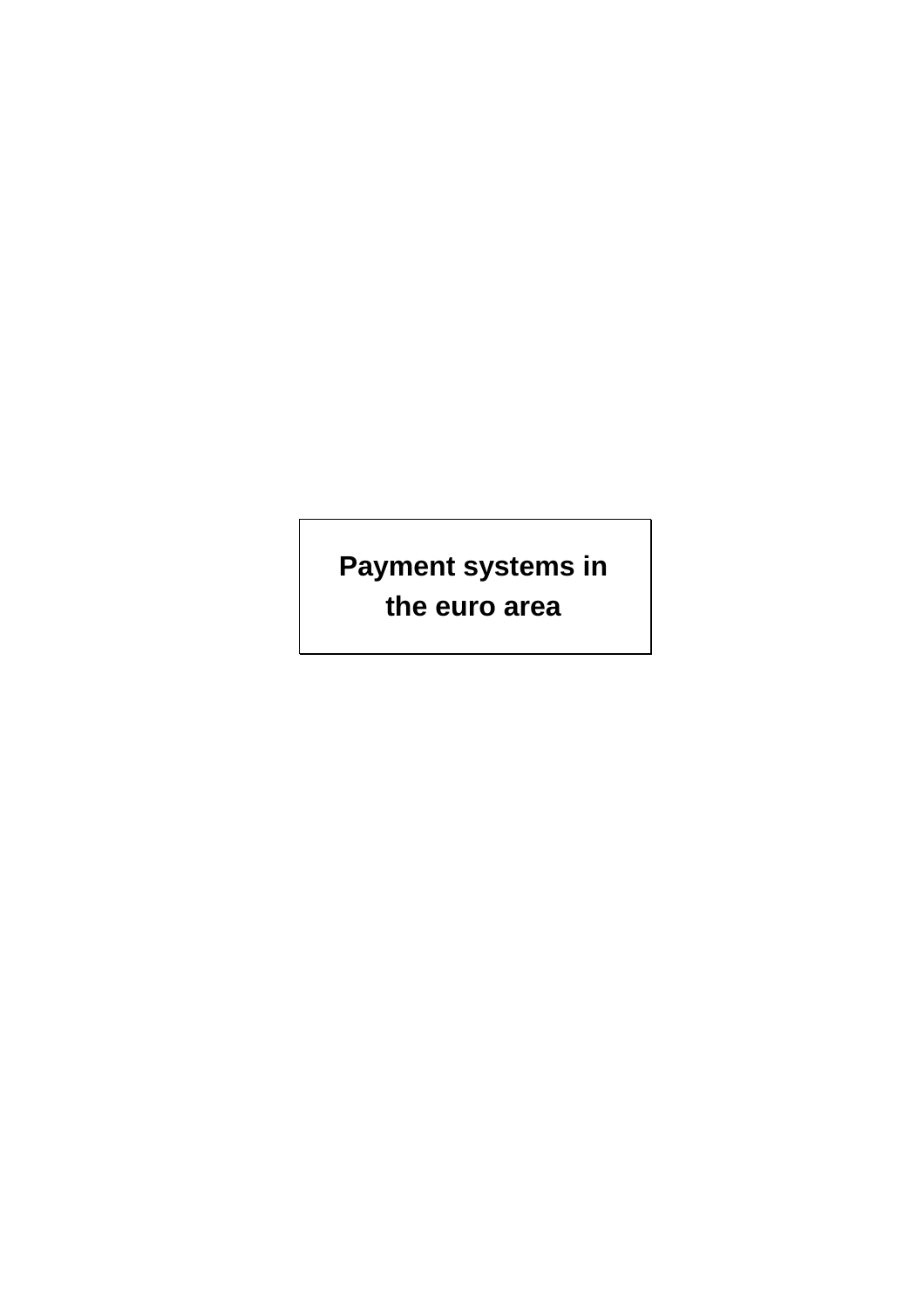# Payment systems in the euro area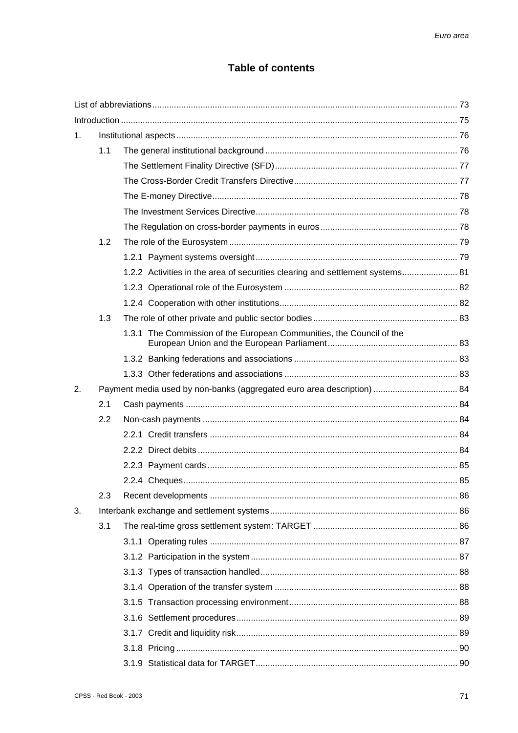# Table of contents

| | | |
|---|---|---|
| List of abbreviations | | 73 |
| Introduction | | 75 |
| 1. | Institutional aspects | 76 |
| | 1.1 The general institutional background | 76 |
| | The Settlement Finality Directive (SFD) | 77 |
| | The Cross-Border Credit Transfers Directive | 77 |
| | The E-money Directive | 78 |
| | The Investment Services Directive | 78 |
| | The Regulation on cross-border payments in euros | 78 |
| | 1.2 The role of the Eurosystem | 79 |
| | 1.2.1 Payment systems oversight | 79 |
| | 1.2.2 Activities in the area of securities clearing and settlement systems | 81 |
| | 1.2.3 Operational role of the Eurosystem | 82 |
| | 1.2.4 Cooperation with other institutions | 82 |
| | 1.3 The role of other private and public sector bodies | 83 |
| | 1.3.1 The Commission of the European Communities, the Council of the European Union and the European Parliament | 83 |
| | 1.3.2 Banking federations and associations | 83 |
| | 1.3.3 Other federations and associations | 83 |
| 2. | Payment media used by non-banks (aggregated euro area description) | 84 |
| | 2.1 Cash payments | 84 |
| | 2.2 Non-cash payments | 84 |
| | 2.2.1 Credit transfers | 84 |
| | 2.2.2 Direct debits | 84 |
| | 2.2.3 Payment cards | 85 |
| | 2.2.4 Cheques | 85 |
| | 2.3 Recent developments | 86 |
| 3. | Interbank exchange and settlement systems | 86 |
| | 3.1 The real-time gross settlement system: TARGET | 86 |
| | 3.1.1 Operating rules | 87 |
| | 3.1.2 Participation in the system | 87 |
| | 3.1.3 Types of transaction handled | 88 |
| | 3.1.4 Operation of the transfer system | 88 |
| | 3.1.5 Transaction processing environment | 88 |
| | 3.1.6 Settlement procedures | 89 |
| | 3.1.7 Credit and liquidity risk | 89 |
| | 3.1.8 Pricing | 90 |
| | 3.1.9 Statistical data for TARGET | 90 |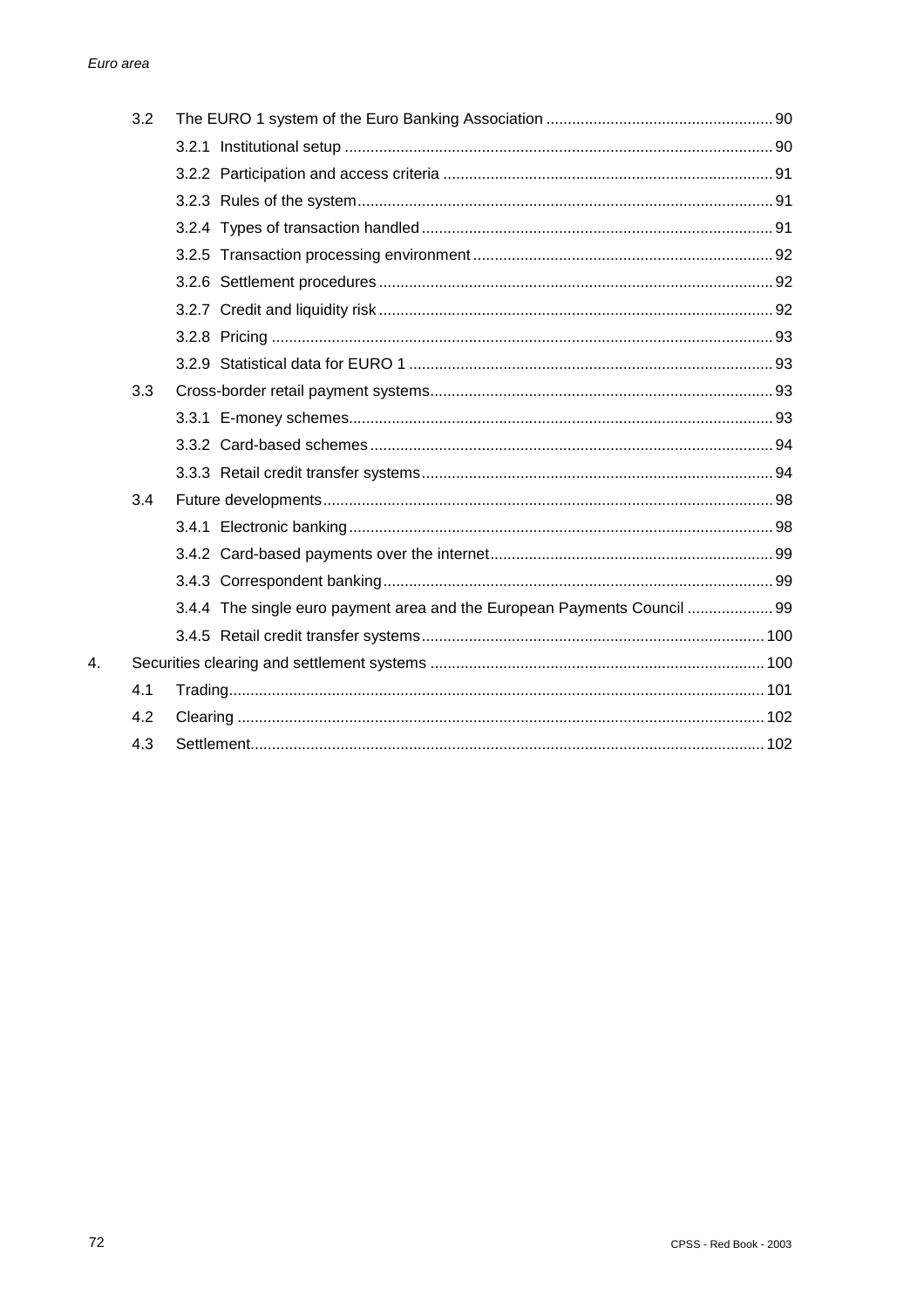| | | | |
|---|---|---|---|
| | 3.2 | The EURO 1 system of the Euro Banking Association | 90 |
| | | 3.2.1 Institutional setup | 90 |
| | | 3.2.2 Participation and access criteria | 91 |
| | | 3.2.3 Rules of the system | 91 |
| | | 3.2.4 Types of transaction handled | 91 |
| | | 3.2.5 Transaction processing environment | 92 |
| | | 3.2.6 Settlement procedures | 92 |
| | | 3.2.7 Credit and liquidity risk | 92 |
| | | 3.2.8 Pricing | 93 |
| | | 3.2.9 Statistical data for EURO 1 | 93 |
| | 3.3 | Cross-border retail payment systems | 93 |
| | | 3.3.1 E-money schemes | 93 |
| | | 3.3.2 Card-based schemes | 94 |
| | | 3.3.3 Retail credit transfer systems | 94 |
| | 3.4 | Future developments | 98 |
| | | 3.4.1 Electronic banking | 98 |
| | | 3.4.2 Card-based payments over the internet | 99 |
| | | 3.4.3 Correspondent banking | 99 |
| | | 3.4.4 The single euro payment area and the European Payments Council | 99 |
| | | 3.4.5 Retail credit transfer systems | 100 |
| 4. | | Securities clearing and settlement systems | 100 |
| | 4.1 | Trading | 101 |
| | 4.2 | Clearing | 102 |
| | 4.3 | Settlement | 102 |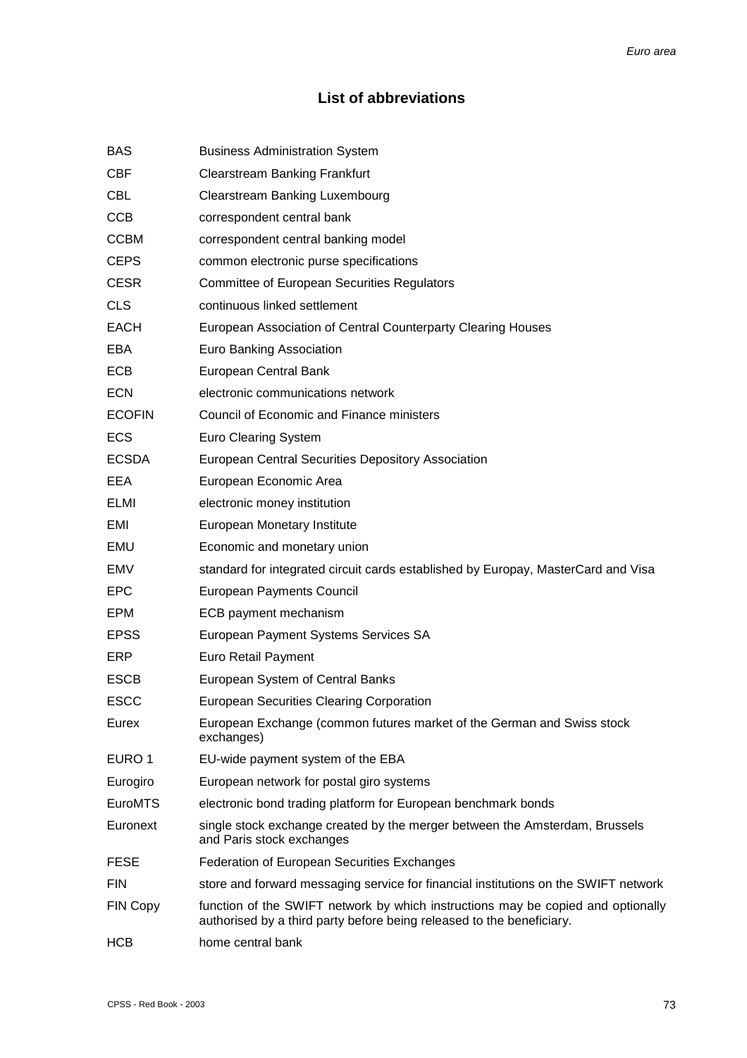## List of abbreviations

| | |
|---|---|
| BAS | Business Administration System |
| CBF | Clearstream Banking Frankfurt |
| CBL | Clearstream Banking Luxembourg |
| CCB | correspondent central bank |
| CCBM | correspondent central banking model |
| CEPS | common electronic purse specifications |
| CESR | Committee of European Securities Regulators |
| CLS | continuous linked settlement |
| EACH | European Association of Central Counterparty Clearing Houses |
| EBA | Euro Banking Association |
| ECB | European Central Bank |
| ECN | electronic communications network |
| ECOFIN | Council of Economic and Finance ministers |
| ECS | Euro Clearing System |
| ECSDA | European Central Securities Depository Association |
| EEA | European Economic Area |
| ELMI | electronic money institution |
| EMI | European Monetary Institute |
| EMU | Economic and monetary union |
| EMV | standard for integrated circuit cards established by Europay, MasterCard and Visa |
| EPC | European Payments Council |
| EPM | ECB payment mechanism |
| EPSS | European Payment Systems Services SA |
| ERP | Euro Retail Payment |
| ESCB | European System of Central Banks |
| ESCC | European Securities Clearing Corporation |
| Eurex | European Exchange (common futures market of the German and Swiss stock exchanges) |
| EURO 1 | EU-wide payment system of the EBA |
| Eurogiro | European network for postal giro systems |
| EuroMTS | electronic bond trading platform for European benchmark bonds |
| Euronext | single stock exchange created by the merger between the Amsterdam, Brussels and Paris stock exchanges |
| FESE | Federation of European Securities Exchanges |
| FIN | store and forward messaging service for financial institutions on the SWIFT network |
| FIN Copy | function of the SWIFT network by which instructions may be copied and optionally authorised by a third party before being released to the beneficiary. |
| HCB | home central bank |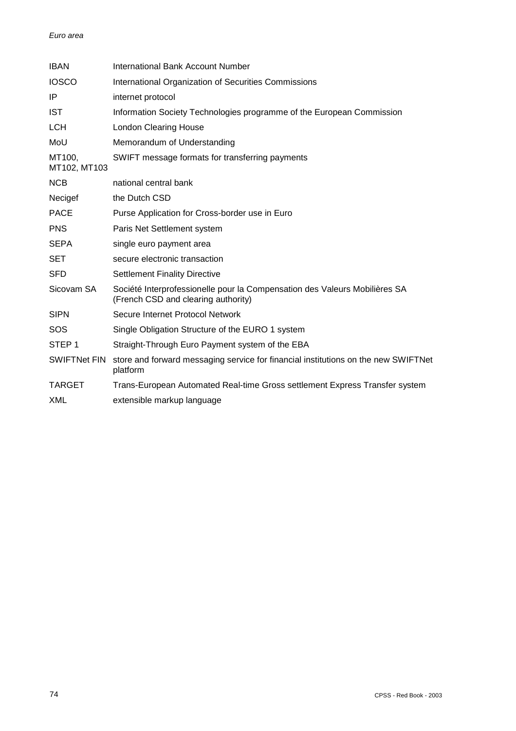| | |
|---|---|
| IBAN | International Bank Account Number |
| IOSCO | International Organization of Securities Commissions |
| IP | internet protocol |
| IST | Information Society Technologies programme of the European Commission |
| LCH | London Clearing House |
| MoU | Memorandum of Understanding |
| MT100, MT102, MT103 | SWIFT message formats for transferring payments |
| NCB | national central bank |
| Necigef | the Dutch CSD |
| PACE | Purse Application for Cross-border use in Euro |
| PNS | Paris Net Settlement system |
| SEPA | single euro payment area |
| SET | secure electronic transaction |
| SFD | Settlement Finality Directive |
| Sicovam SA | Société Interprofessionelle pour la Compensation des Valeurs Mobilières SA (French CSD and clearing authority) |
| SIPN | Secure Internet Protocol Network |
| SOS | Single Obligation Structure of the EURO 1 system |
| STEP 1 | Straight-Through Euro Payment system of the EBA |
| SWIFTNet FIN | store and forward messaging service for financial institutions on the new SWIFTNet platform |
| TARGET | Trans-European Automated Real-time Gross settlement Express Transfer system |
| XML | extensible markup language |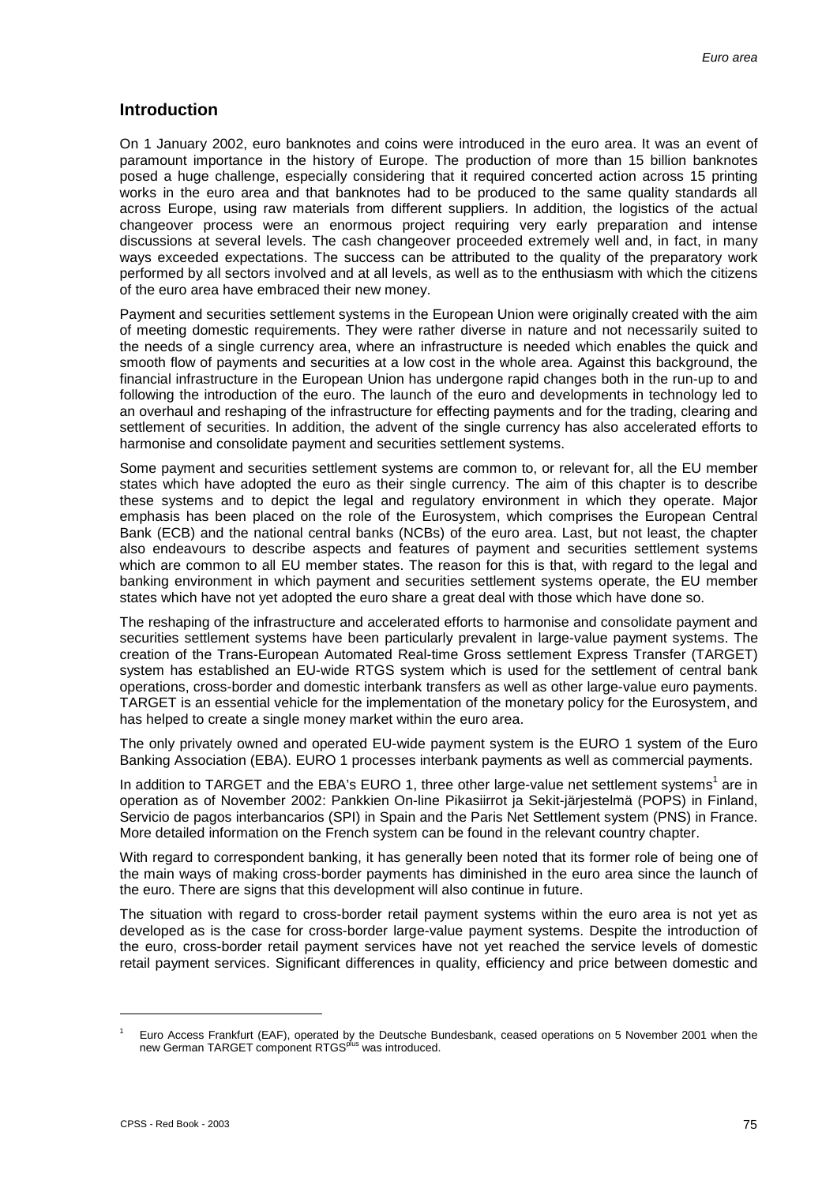## Introduction

On 1 January 2002, euro banknotes and coins were introduced in the euro area. It was an event of paramount importance in the history of Europe. The production of more than 15 billion banknotes posed a huge challenge, especially considering that it required concerted action across 15 printing works in the euro area and that banknotes had to be produced to the same quality standards all across Europe, using raw materials from different suppliers. In addition, the logistics of the actual changeover process were an enormous project requiring very early preparation and intense discussions at several levels. The cash changeover proceeded extremely well and, in fact, in many ways exceeded expectations. The success can be attributed to the quality of the preparatory work performed by all sectors involved and at all levels, as well as to the enthusiasm with which the citizens of the euro area have embraced their new money.

Payment and securities settlement systems in the European Union were originally created with the aim of meeting domestic requirements. They were rather diverse in nature and not necessarily suited to the needs of a single currency area, where an infrastructure is needed which enables the quick and smooth flow of payments and securities at a low cost in the whole area. Against this background, the financial infrastructure in the European Union has undergone rapid changes both in the run-up to and following the introduction of the euro. The launch of the euro and developments in technology led to an overhaul and reshaping of the infrastructure for effecting payments and for the trading, clearing and settlement of securities. In addition, the advent of the single currency has also accelerated efforts to harmonise and consolidate payment and securities settlement systems.

Some payment and securities settlement systems are common to, or relevant for, all the EU member states which have adopted the euro as their single currency. The aim of this chapter is to describe these systems and to depict the legal and regulatory environment in which they operate. Major emphasis has been placed on the role of the Eurosystem, which comprises the European Central Bank (ECB) and the national central banks (NCBs) of the euro area. Last, but not least, the chapter also endeavours to describe aspects and features of payment and securities settlement systems which are common to all EU member states. The reason for this is that, with regard to the legal and banking environment in which payment and securities settlement systems operate, the EU member states which have not yet adopted the euro share a great deal with those which have done so.

The reshaping of the infrastructure and accelerated efforts to harmonise and consolidate payment and securities settlement systems have been particularly prevalent in large-value payment systems. The creation of the Trans-European Automated Real-time Gross settlement Express Transfer (TARGET) system has established an EU-wide RTGS system which is used for the settlement of central bank operations, cross-border and domestic interbank transfers as well as other large-value euro payments. TARGET is an essential vehicle for the implementation of the monetary policy for the Eurosystem, and has helped to create a single money market within the euro area.

The only privately owned and operated EU-wide payment system is the EURO 1 system of the Euro Banking Association (EBA). EURO 1 processes interbank payments as well as commercial payments.

In addition to TARGET and the EBA's EURO 1, three other large-value net settlement systems[1] are in operation as of November 2002: Pankkien On-line Pikasiirrot ja Sekit-järjestelmä (POPS) in Finland, Servicio de pagos interbancarios (SPI) in Spain and the Paris Net Settlement system (PNS) in France. More detailed information on the French system can be found in the relevant country chapter.

With regard to correspondent banking, it has generally been noted that its former role of being one of the main ways of making cross-border payments has diminished in the euro area since the launch of the euro. There are signs that this development will also continue in future.

The situation with regard to cross-border retail payment systems within the euro area is not yet as developed as is the case for cross-border large-value payment systems. Despite the introduction of the euro, cross-border retail payment services have not yet reached the service levels of domestic retail payment services. Significant differences in quality, efficiency and price between domestic and

---

[1] Euro Access Frankfurt (EAF), operated by the Deutsche Bundesbank, ceased operations on 5 November 2001 when the new German TARGET component RTGS[plus] was introduced.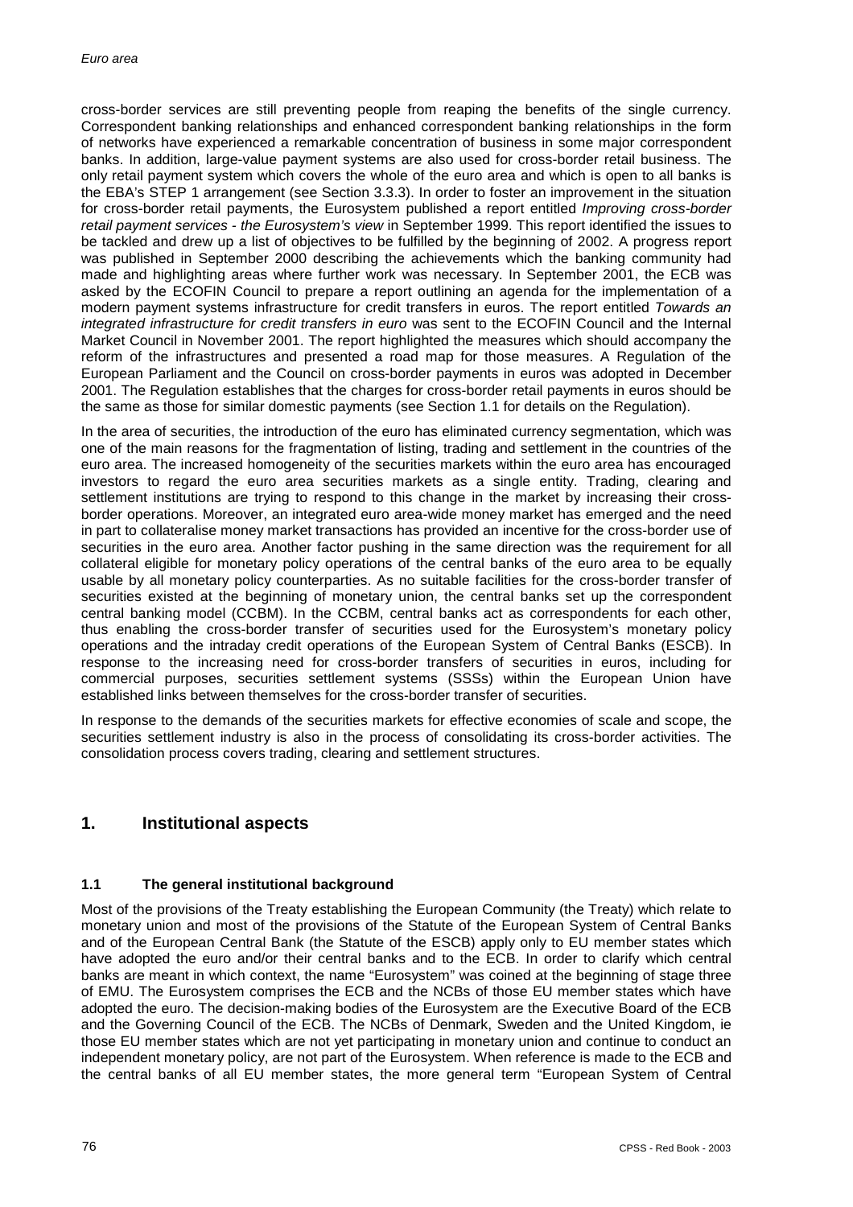cross-border services are still preventing people from reaping the benefits of the single currency. Correspondent banking relationships and enhanced correspondent banking relationships in the form of networks have experienced a remarkable concentration of business in some major correspondent banks. In addition, large-value payment systems are also used for cross-border retail business. The only retail payment system which covers the whole of the euro area and which is open to all banks is the EBA's STEP 1 arrangement (see Section 3.3.3). In order to foster an improvement in the situation for cross-border retail payments, the Eurosystem published a report entitled *Improving cross-border retail payment services - the Eurosystem's view* in September 1999. This report identified the issues to be tackled and drew up a list of objectives to be fulfilled by the beginning of 2002. A progress report was published in September 2000 describing the achievements which the banking community had made and highlighting areas where further work was necessary. In September 2001, the ECB was asked by the ECOFIN Council to prepare a report outlining an agenda for the implementation of a modern payment systems infrastructure for credit transfers in euros. The report entitled *Towards an integrated infrastructure for credit transfers in euro* was sent to the ECOFIN Council and the Internal Market Council in November 2001. The report highlighted the measures which should accompany the reform of the infrastructures and presented a road map for those measures. A Regulation of the European Parliament and the Council on cross-border payments in euros was adopted in December 2001. The Regulation establishes that the charges for cross-border retail payments in euros should be the same as those for similar domestic payments (see Section 1.1 for details on the Regulation).

In the area of securities, the introduction of the euro has eliminated currency segmentation, which was one of the main reasons for the fragmentation of listing, trading and settlement in the countries of the euro area. The increased homogeneity of the securities markets within the euro area has encouraged investors to regard the euro area securities markets as a single entity. Trading, clearing and settlement institutions are trying to respond to this change in the market by increasing their cross-border operations. Moreover, an integrated euro area-wide money market has emerged and the need in part to collateralise money market transactions has provided an incentive for the cross-border use of securities in the euro area. Another factor pushing in the same direction was the requirement for all collateral eligible for monetary policy operations of the central banks of the euro area to be equally usable by all monetary policy counterparties. As no suitable facilities for the cross-border transfer of securities existed at the beginning of monetary union, the central banks set up the correspondent central banking model (CCBM). In the CCBM, central banks act as correspondents for each other, thus enabling the cross-border transfer of securities used for the Eurosystem's monetary policy operations and the intraday credit operations of the European System of Central Banks (ESCB). In response to the increasing need for cross-border transfers of securities in euros, including for commercial purposes, securities settlement systems (SSSs) within the European Union have established links between themselves for the cross-border transfer of securities.

In response to the demands of the securities markets for effective economies of scale and scope, the securities settlement industry is also in the process of consolidating its cross-border activities. The consolidation process covers trading, clearing and settlement structures.

## 1. Institutional aspects

### 1.1 The general institutional background

Most of the provisions of the Treaty establishing the European Community (the Treaty) which relate to monetary union and most of the provisions of the Statute of the European System of Central Banks and of the European Central Bank (the Statute of the ESCB) apply only to EU member states which have adopted the euro and/or their central banks and to the ECB. In order to clarify which central banks are meant in which context, the name "Eurosystem" was coined at the beginning of stage three of EMU. The Eurosystem comprises the ECB and the NCBs of those EU member states which have adopted the euro. The decision-making bodies of the Eurosystem are the Executive Board of the ECB and the Governing Council of the ECB. The NCBs of Denmark, Sweden and the United Kingdom, ie those EU member states which are not yet participating in monetary union and continue to conduct an independent monetary policy, are not part of the Eurosystem. When reference is made to the ECB and the central banks of all EU member states, the more general term "European System of Central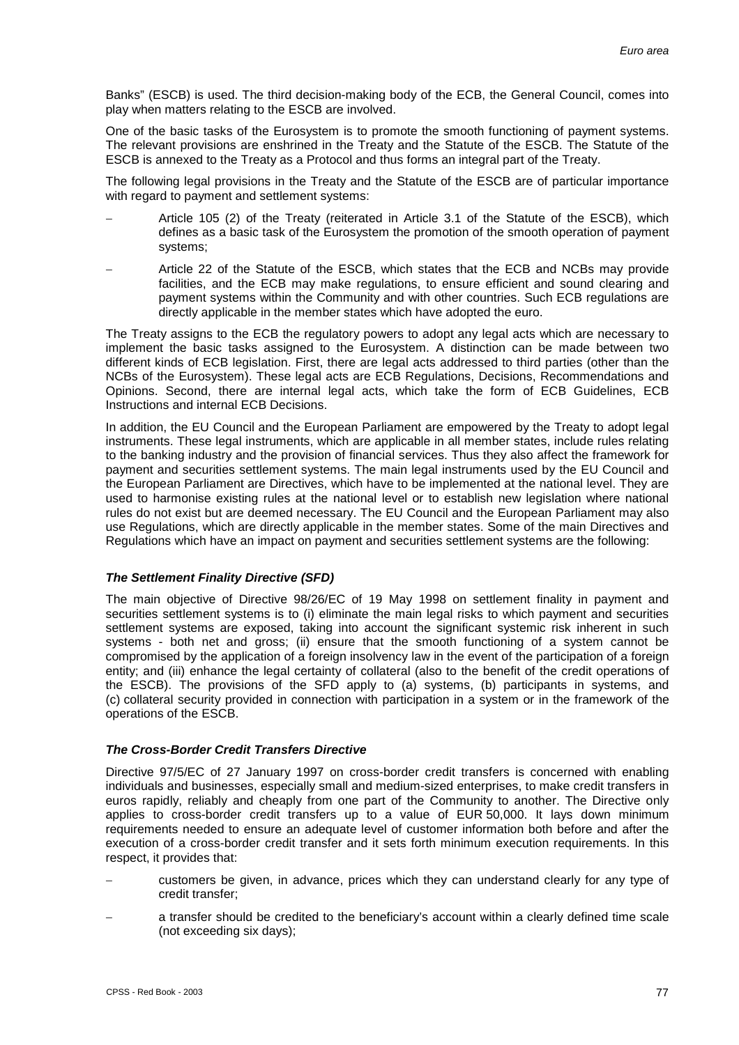Banks" (ESCB) is used. The third decision-making body of the ECB, the General Council, comes into play when matters relating to the ESCB are involved.

One of the basic tasks of the Eurosystem is to promote the smooth functioning of payment systems. The relevant provisions are enshrined in the Treaty and the Statute of the ESCB. The Statute of the ESCB is annexed to the Treaty as a Protocol and thus forms an integral part of the Treaty.

The following legal provisions in the Treaty and the Statute of the ESCB are of particular importance with regard to payment and settlement systems:

- Article 105 (2) of the Treaty (reiterated in Article 3.1 of the Statute of the ESCB), which defines as a basic task of the Eurosystem the promotion of the smooth operation of payment systems;
- Article 22 of the Statute of the ESCB, which states that the ECB and NCBs may provide facilities, and the ECB may make regulations, to ensure efficient and sound clearing and payment systems within the Community and with other countries. Such ECB regulations are directly applicable in the member states which have adopted the euro.

The Treaty assigns to the ECB the regulatory powers to adopt any legal acts which are necessary to implement the basic tasks assigned to the Eurosystem. A distinction can be made between two different kinds of ECB legislation. First, there are legal acts addressed to third parties (other than the NCBs of the Eurosystem). These legal acts are ECB Regulations, Decisions, Recommendations and Opinions. Second, there are internal legal acts, which take the form of ECB Guidelines, ECB Instructions and internal ECB Decisions.

In addition, the EU Council and the European Parliament are empowered by the Treaty to adopt legal instruments. These legal instruments, which are applicable in all member states, include rules relating to the banking industry and the provision of financial services. Thus they also affect the framework for payment and securities settlement systems. The main legal instruments used by the EU Council and the European Parliament are Directives, which have to be implemented at the national level. They are used to harmonise existing rules at the national level or to establish new legislation where national rules do not exist but are deemed necessary. The EU Council and the European Parliament may also use Regulations, which are directly applicable in the member states. Some of the main Directives and Regulations which have an impact on payment and securities settlement systems are the following:

#### *The Settlement Finality Directive (SFD)*

The main objective of Directive 98/26/EC of 19 May 1998 on settlement finality in payment and securities settlement systems is to (i) eliminate the main legal risks to which payment and securities settlement systems are exposed, taking into account the significant systemic risk inherent in such systems - both net and gross; (ii) ensure that the smooth functioning of a system cannot be compromised by the application of a foreign insolvency law in the event of the participation of a foreign entity; and (iii) enhance the legal certainty of collateral (also to the benefit of the credit operations of the ESCB). The provisions of the SFD apply to (a) systems, (b) participants in systems, and (c) collateral security provided in connection with participation in a system or in the framework of the operations of the ESCB.

#### *The Cross-Border Credit Transfers Directive*

Directive 97/5/EC of 27 January 1997 on cross-border credit transfers is concerned with enabling individuals and businesses, especially small and medium-sized enterprises, to make credit transfers in euros rapidly, reliably and cheaply from one part of the Community to another. The Directive only applies to cross-border credit transfers up to a value of EUR 50,000. It lays down minimum requirements needed to ensure an adequate level of customer information both before and after the execution of a cross-border credit transfer and it sets forth minimum execution requirements. In this respect, it provides that:

- customers be given, in advance, prices which they can understand clearly for any type of credit transfer;
- a transfer should be credited to the beneficiary's account within a clearly defined time scale (not exceeding six days);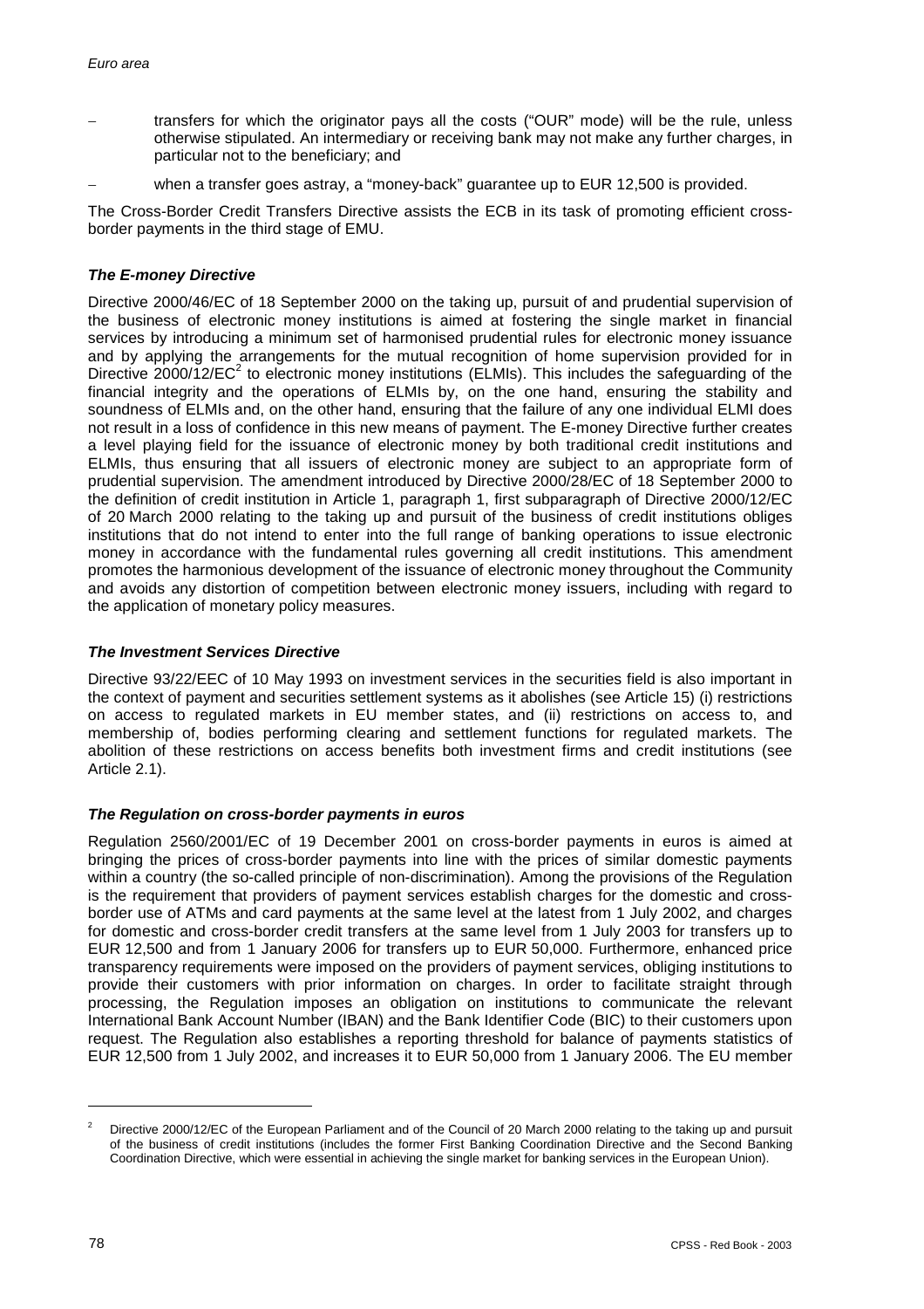- transfers for which the originator pays all the costs ("OUR" mode) will be the rule, unless otherwise stipulated. An intermediary or receiving bank may not make any further charges, in particular not to the beneficiary; and
- when a transfer goes astray, a "money-back" guarantee up to EUR 12,500 is provided.

The Cross-Border Credit Transfers Directive assists the ECB in its task of promoting efficient cross-border payments in the third stage of EMU.

#### *The E-money Directive*

Directive 2000/46/EC of 18 September 2000 on the taking up, pursuit of and prudential supervision of the business of electronic money institutions is aimed at fostering the single market in financial services by introducing a minimum set of harmonised prudential rules for electronic money issuance and by applying the arrangements for the mutual recognition of home supervision provided for in Directive 2000/12/EC[2] to electronic money institutions (ELMIs). This includes the safeguarding of the financial integrity and the operations of ELMIs by, on the one hand, ensuring the stability and soundness of ELMIs and, on the other hand, ensuring that the failure of any one individual ELMI does not result in a loss of confidence in this new means of payment. The E-money Directive further creates a level playing field for the issuance of electronic money by both traditional credit institutions and ELMIs, thus ensuring that all issuers of electronic money are subject to an appropriate form of prudential supervision. The amendment introduced by Directive 2000/28/EC of 18 September 2000 to the definition of credit institution in Article 1, paragraph 1, first subparagraph of Directive 2000/12/EC of 20 March 2000 relating to the taking up and pursuit of the business of credit institutions obliges institutions that do not intend to enter into the full range of banking operations to issue electronic money in accordance with the fundamental rules governing all credit institutions. This amendment promotes the harmonious development of the issuance of electronic money throughout the Community and avoids any distortion of competition between electronic money issuers, including with regard to the application of monetary policy measures.

#### *The Investment Services Directive*

Directive 93/22/EEC of 10 May 1993 on investment services in the securities field is also important in the context of payment and securities settlement systems as it abolishes (see Article 15) (i) restrictions on access to regulated markets in EU member states, and (ii) restrictions on access to, and membership of, bodies performing clearing and settlement functions for regulated markets. The abolition of these restrictions on access benefits both investment firms and credit institutions (see Article 2.1).

#### *The Regulation on cross-border payments in euros*

Regulation 2560/2001/EC of 19 December 2001 on cross-border payments in euros is aimed at bringing the prices of cross-border payments into line with the prices of similar domestic payments within a country (the so-called principle of non-discrimination). Among the provisions of the Regulation is the requirement that providers of payment services establish charges for the domestic and cross-border use of ATMs and card payments at the same level at the latest from 1 July 2002, and charges for domestic and cross-border credit transfers at the same level from 1 July 2003 for transfers up to EUR 12,500 and from 1 January 2006 for transfers up to EUR 50,000. Furthermore, enhanced price transparency requirements were imposed on the providers of payment services, obliging institutions to provide their customers with prior information on charges. In order to facilitate straight through processing, the Regulation imposes an obligation on institutions to communicate the relevant International Bank Account Number (IBAN) and the Bank Identifier Code (BIC) to their customers upon request. The Regulation also establishes a reporting threshold for balance of payments statistics of EUR 12,500 from 1 July 2002, and increases it to EUR 50,000 from 1 January 2006. The EU member

---

[2] Directive 2000/12/EC of the European Parliament and of the Council of 20 March 2000 relating to the taking up and pursuit of the business of credit institutions (includes the former First Banking Coordination Directive and the Second Banking Coordination Directive, which were essential in achieving the single market for banking services in the European Union).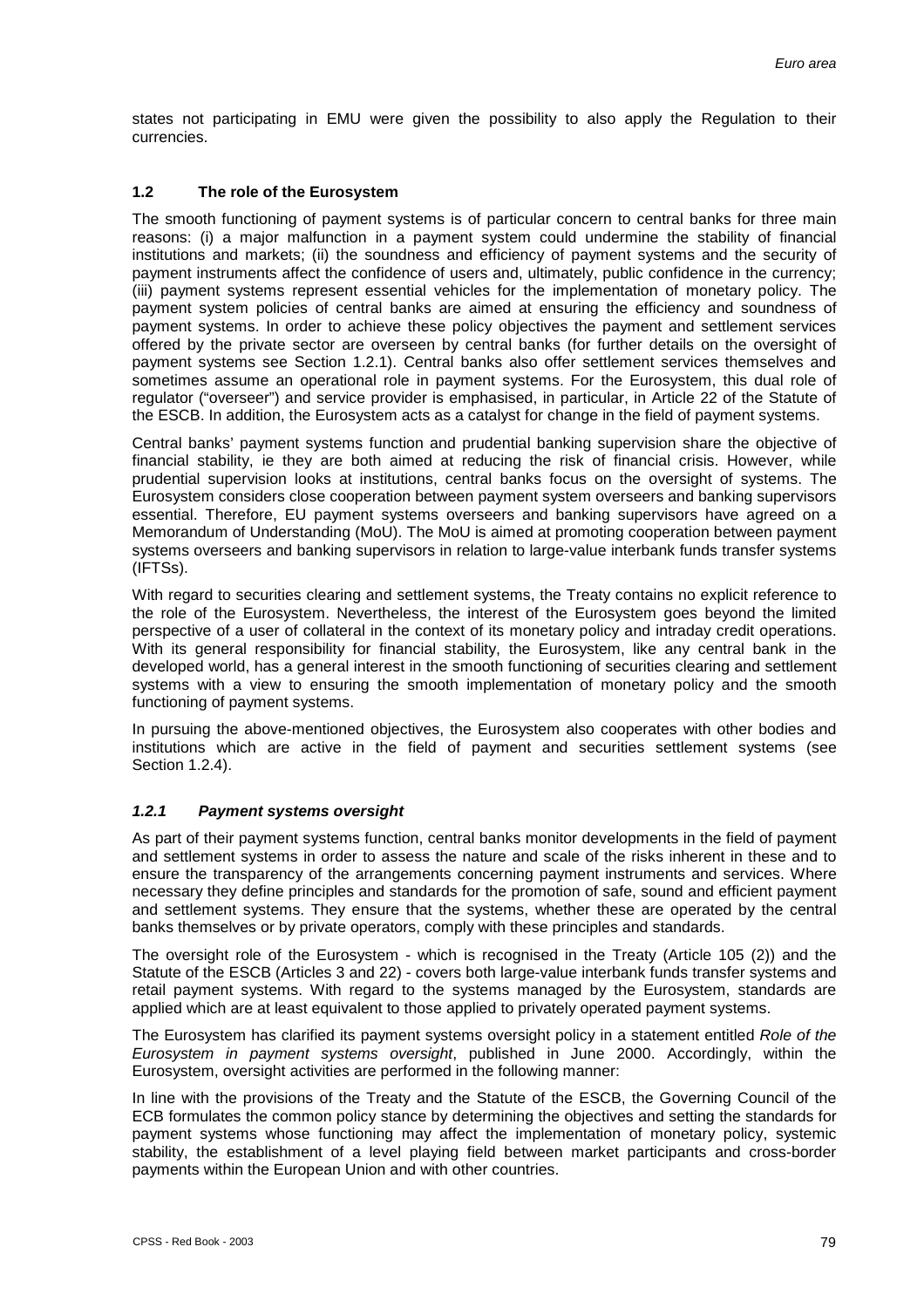states not participating in EMU were given the possibility to also apply the Regulation to their currencies.

## 1.2 The role of the Eurosystem

The smooth functioning of payment systems is of particular concern to central banks for three main reasons: (i) a major malfunction in a payment system could undermine the stability of financial institutions and markets; (ii) the soundness and efficiency of payment systems and the security of payment instruments affect the confidence of users and, ultimately, public confidence in the currency; (iii) payment systems represent essential vehicles for the implementation of monetary policy. The payment system policies of central banks are aimed at ensuring the efficiency and soundness of payment systems. In order to achieve these policy objectives the payment and settlement services offered by the private sector are overseen by central banks (for further details on the oversight of payment systems see Section 1.2.1). Central banks also offer settlement services themselves and sometimes assume an operational role in payment systems. For the Eurosystem, this dual role of regulator ("overseer") and service provider is emphasised, in particular, in Article 22 of the Statute of the ESCB. In addition, the Eurosystem acts as a catalyst for change in the field of payment systems.

Central banks' payment systems function and prudential banking supervision share the objective of financial stability, ie they are both aimed at reducing the risk of financial crisis. However, while prudential supervision looks at institutions, central banks focus on the oversight of systems. The Eurosystem considers close cooperation between payment system overseers and banking supervisors essential. Therefore, EU payment systems overseers and banking supervisors have agreed on a Memorandum of Understanding (MoU). The MoU is aimed at promoting cooperation between payment systems overseers and banking supervisors in relation to large-value interbank funds transfer systems (IFTSs).

With regard to securities clearing and settlement systems, the Treaty contains no explicit reference to the role of the Eurosystem. Nevertheless, the interest of the Eurosystem goes beyond the limited perspective of a user of collateral in the context of its monetary policy and intraday credit operations. With its general responsibility for financial stability, the Eurosystem, like any central bank in the developed world, has a general interest in the smooth functioning of securities clearing and settlement systems with a view to ensuring the smooth implementation of monetary policy and the smooth functioning of payment systems.

In pursuing the above-mentioned objectives, the Eurosystem also cooperates with other bodies and institutions which are active in the field of payment and securities settlement systems (see Section 1.2.4).

### *1.2.1 Payment systems oversight*

As part of their payment systems function, central banks monitor developments in the field of payment and settlement systems in order to assess the nature and scale of the risks inherent in these and to ensure the transparency of the arrangements concerning payment instruments and services. Where necessary they define principles and standards for the promotion of safe, sound and efficient payment and settlement systems. They ensure that the systems, whether these are operated by the central banks themselves or by private operators, comply with these principles and standards.

The oversight role of the Eurosystem - which is recognised in the Treaty (Article 105 (2)) and the Statute of the ESCB (Articles 3 and 22) - covers both large-value interbank funds transfer systems and retail payment systems. With regard to the systems managed by the Eurosystem, standards are applied which are at least equivalent to those applied to privately operated payment systems.

The Eurosystem has clarified its payment systems oversight policy in a statement entitled *Role of the Eurosystem in payment systems oversight*, published in June 2000. Accordingly, within the Eurosystem, oversight activities are performed in the following manner:

In line with the provisions of the Treaty and the Statute of the ESCB, the Governing Council of the ECB formulates the common policy stance by determining the objectives and setting the standards for payment systems whose functioning may affect the implementation of monetary policy, systemic stability, the establishment of a level playing field between market participants and cross-border payments within the European Union and with other countries.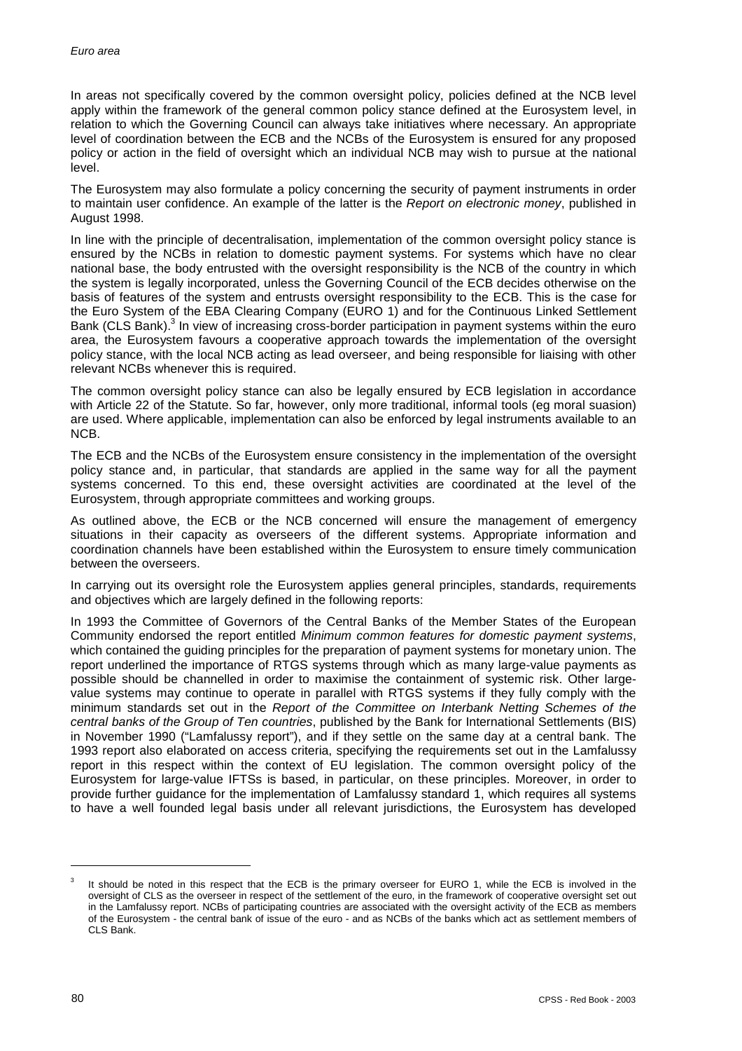In areas not specifically covered by the common oversight policy, policies defined at the NCB level apply within the framework of the general common policy stance defined at the Eurosystem level, in relation to which the Governing Council can always take initiatives where necessary. An appropriate level of coordination between the ECB and the NCBs of the Eurosystem is ensured for any proposed policy or action in the field of oversight which an individual NCB may wish to pursue at the national level.

The Eurosystem may also formulate a policy concerning the security of payment instruments in order to maintain user confidence. An example of the latter is the *Report on electronic money*, published in August 1998.

In line with the principle of decentralisation, implementation of the common oversight policy stance is ensured by the NCBs in relation to domestic payment systems. For systems which have no clear national base, the body entrusted with the oversight responsibility is the NCB of the country in which the system is legally incorporated, unless the Governing Council of the ECB decides otherwise on the basis of features of the system and entrusts oversight responsibility to the ECB. This is the case for the Euro System of the EBA Clearing Company (EURO 1) and for the Continuous Linked Settlement Bank (CLS Bank).[3] In view of increasing cross-border participation in payment systems within the euro area, the Eurosystem favours a cooperative approach towards the implementation of the oversight policy stance, with the local NCB acting as lead overseer, and being responsible for liaising with other relevant NCBs whenever this is required.

The common oversight policy stance can also be legally ensured by ECB legislation in accordance with Article 22 of the Statute. So far, however, only more traditional, informal tools (eg moral suasion) are used. Where applicable, implementation can also be enforced by legal instruments available to an NCB.

The ECB and the NCBs of the Eurosystem ensure consistency in the implementation of the oversight policy stance and, in particular, that standards are applied in the same way for all the payment systems concerned. To this end, these oversight activities are coordinated at the level of the Eurosystem, through appropriate committees and working groups.

As outlined above, the ECB or the NCB concerned will ensure the management of emergency situations in their capacity as overseers of the different systems. Appropriate information and coordination channels have been established within the Eurosystem to ensure timely communication between the overseers.

In carrying out its oversight role the Eurosystem applies general principles, standards, requirements and objectives which are largely defined in the following reports:

In 1993 the Committee of Governors of the Central Banks of the Member States of the European Community endorsed the report entitled *Minimum common features for domestic payment systems*, which contained the guiding principles for the preparation of payment systems for monetary union. The report underlined the importance of RTGS systems through which as many large-value payments as possible should be channelled in order to maximise the containment of systemic risk. Other large-value systems may continue to operate in parallel with RTGS systems if they fully comply with the minimum standards set out in the *Report of the Committee on Interbank Netting Schemes of the central banks of the Group of Ten countries*, published by the Bank for International Settlements (BIS) in November 1990 ("Lamfalussy report"), and if they settle on the same day at a central bank. The 1993 report also elaborated on access criteria, specifying the requirements set out in the Lamfalussy report in this respect within the context of EU legislation. The common oversight policy of the Eurosystem for large-value IFTSs is based, in particular, on these principles. Moreover, in order to provide further guidance for the implementation of Lamfalussy standard 1, which requires all systems to have a well founded legal basis under all relevant jurisdictions, the Eurosystem has developed

[3] It should be noted in this respect that the ECB is the primary overseer for EURO 1, while the ECB is involved in the oversight of CLS as the overseer in respect of the settlement of the euro, in the framework of cooperative oversight set out in the Lamfalussy report. NCBs of participating countries are associated with the oversight activity of the ECB as members of the Eurosystem - the central bank of issue of the euro - and as NCBs of the banks which act as settlement members of CLS Bank.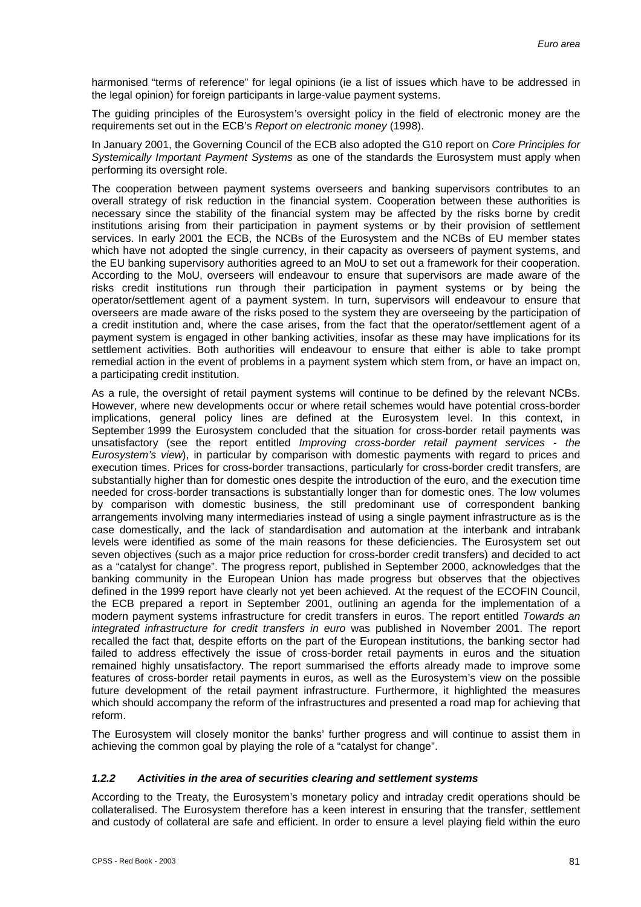harmonised "terms of reference" for legal opinions (ie a list of issues which have to be addressed in the legal opinion) for foreign participants in large-value payment systems.

The guiding principles of the Eurosystem's oversight policy in the field of electronic money are the requirements set out in the ECB's *Report on electronic money* (1998).

In January 2001, the Governing Council of the ECB also adopted the G10 report on *Core Principles for Systemically Important Payment Systems* as one of the standards the Eurosystem must apply when performing its oversight role.

The cooperation between payment systems overseers and banking supervisors contributes to an overall strategy of risk reduction in the financial system. Cooperation between these authorities is necessary since the stability of the financial system may be affected by the risks borne by credit institutions arising from their participation in payment systems or by their provision of settlement services. In early 2001 the ECB, the NCBs of the Eurosystem and the NCBs of EU member states which have not adopted the single currency, in their capacity as overseers of payment systems, and the EU banking supervisory authorities agreed to an MoU to set out a framework for their cooperation. According to the MoU, overseers will endeavour to ensure that supervisors are made aware of the risks credit institutions run through their participation in payment systems or by being the operator/settlement agent of a payment system. In turn, supervisors will endeavour to ensure that overseers are made aware of the risks posed to the system they are overseeing by the participation of a credit institution and, where the case arises, from the fact that the operator/settlement agent of a payment system is engaged in other banking activities, insofar as these may have implications for its settlement activities. Both authorities will endeavour to ensure that either is able to take prompt remedial action in the event of problems in a payment system which stem from, or have an impact on, a participating credit institution.

As a rule, the oversight of retail payment systems will continue to be defined by the relevant NCBs. However, where new developments occur or where retail schemes would have potential cross-border implications, general policy lines are defined at the Eurosystem level. In this context, in September 1999 the Eurosystem concluded that the situation for cross-border retail payments was unsatisfactory (see the report entitled *Improving cross-border retail payment services - the Eurosystem's view*), in particular by comparison with domestic payments with regard to prices and execution times. Prices for cross-border transactions, particularly for cross-border credit transfers, are substantially higher than for domestic ones despite the introduction of the euro, and the execution time needed for cross-border transactions is substantially longer than for domestic ones. The low volumes by comparison with domestic business, the still predominant use of correspondent banking arrangements involving many intermediaries instead of using a single payment infrastructure as is the case domestically, and the lack of standardisation and automation at the interbank and intrabank levels were identified as some of the main reasons for these deficiencies. The Eurosystem set out seven objectives (such as a major price reduction for cross-border credit transfers) and decided to act as a "catalyst for change". The progress report, published in September 2000, acknowledges that the banking community in the European Union has made progress but observes that the objectives defined in the 1999 report have clearly not yet been achieved. At the request of the ECOFIN Council, the ECB prepared a report in September 2001, outlining an agenda for the implementation of a modern payment systems infrastructure for credit transfers in euros. The report entitled *Towards an integrated infrastructure for credit transfers in euro* was published in November 2001. The report recalled the fact that, despite efforts on the part of the European institutions, the banking sector had failed to address effectively the issue of cross-border retail payments in euros and the situation remained highly unsatisfactory. The report summarised the efforts already made to improve some features of cross-border retail payments in euros, as well as the Eurosystem's view on the possible future development of the retail payment infrastructure. Furthermore, it highlighted the measures which should accompany the reform of the infrastructures and presented a road map for achieving that reform.

The Eurosystem will closely monitor the banks' further progress and will continue to assist them in achieving the common goal by playing the role of a "catalyst for change".

#### *1.2.2 Activities in the area of securities clearing and settlement systems*

According to the Treaty, the Eurosystem's monetary policy and intraday credit operations should be collateralised. The Eurosystem therefore has a keen interest in ensuring that the transfer, settlement and custody of collateral are safe and efficient. In order to ensure a level playing field within the euro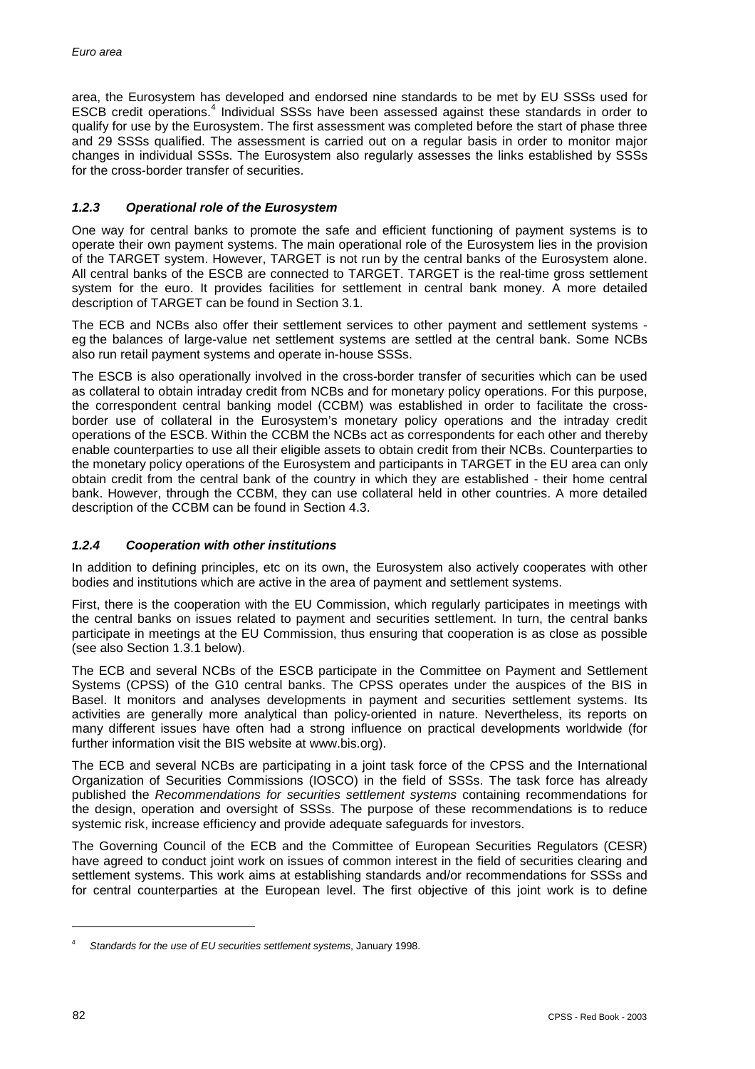area, the Eurosystem has developed and endorsed nine standards to be met by EU SSSs used for ESCB credit operations.[4] Individual SSSs have been assessed against these standards in order to qualify for use by the Eurosystem. The first assessment was completed before the start of phase three and 29 SSSs qualified. The assessment is carried out on a regular basis in order to monitor major changes in individual SSSs. The Eurosystem also regularly assesses the links established by SSSs for the cross-border transfer of securities.

#### *1.2.3 Operational role of the Eurosystem*

One way for central banks to promote the safe and efficient functioning of payment systems is to operate their own payment systems. The main operational role of the Eurosystem lies in the provision of the TARGET system. However, TARGET is not run by the central banks of the Eurosystem alone. All central banks of the ESCB are connected to TARGET. TARGET is the real-time gross settlement system for the euro. It provides facilities for settlement in central bank money. A more detailed description of TARGET can be found in Section 3.1.

The ECB and NCBs also offer their settlement services to other payment and settlement systems - eg the balances of large-value net settlement systems are settled at the central bank. Some NCBs also run retail payment systems and operate in-house SSSs.

The ESCB is also operationally involved in the cross-border transfer of securities which can be used as collateral to obtain intraday credit from NCBs and for monetary policy operations. For this purpose, the correspondent central banking model (CCBM) was established in order to facilitate the cross-border use of collateral in the Eurosystem's monetary policy operations and the intraday credit operations of the ESCB. Within the CCBM the NCBs act as correspondents for each other and thereby enable counterparties to use all their eligible assets to obtain credit from their NCBs. Counterparties to the monetary policy operations of the Eurosystem and participants in TARGET in the EU area can only obtain credit from the central bank of the country in which they are established - their home central bank. However, through the CCBM, they can use collateral held in other countries. A more detailed description of the CCBM can be found in Section 4.3.

#### *1.2.4 Cooperation with other institutions*

In addition to defining principles, etc on its own, the Eurosystem also actively cooperates with other bodies and institutions which are active in the area of payment and settlement systems.

First, there is the cooperation with the EU Commission, which regularly participates in meetings with the central banks on issues related to payment and securities settlement. In turn, the central banks participate in meetings at the EU Commission, thus ensuring that cooperation is as close as possible (see also Section 1.3.1 below).

The ECB and several NCBs of the ESCB participate in the Committee on Payment and Settlement Systems (CPSS) of the G10 central banks. The CPSS operates under the auspices of the BIS in Basel. It monitors and analyses developments in payment and securities settlement systems. Its activities are generally more analytical than policy-oriented in nature. Nevertheless, its reports on many different issues have often had a strong influence on practical developments worldwide (for further information visit the BIS website at www.bis.org).

The ECB and several NCBs are participating in a joint task force of the CPSS and the International Organization of Securities Commissions (IOSCO) in the field of SSSs. The task force has already published the *Recommendations for securities settlement systems* containing recommendations for the design, operation and oversight of SSSs. The purpose of these recommendations is to reduce systemic risk, increase efficiency and provide adequate safeguards for investors.

The Governing Council of the ECB and the Committee of European Securities Regulators (CESR) have agreed to conduct joint work on issues of common interest in the field of securities clearing and settlement systems. This work aims at establishing standards and/or recommendations for SSSs and for central counterparties at the European level. The first objective of this joint work is to define

---

[4] *Standards for the use of EU securities settlement systems*, January 1998.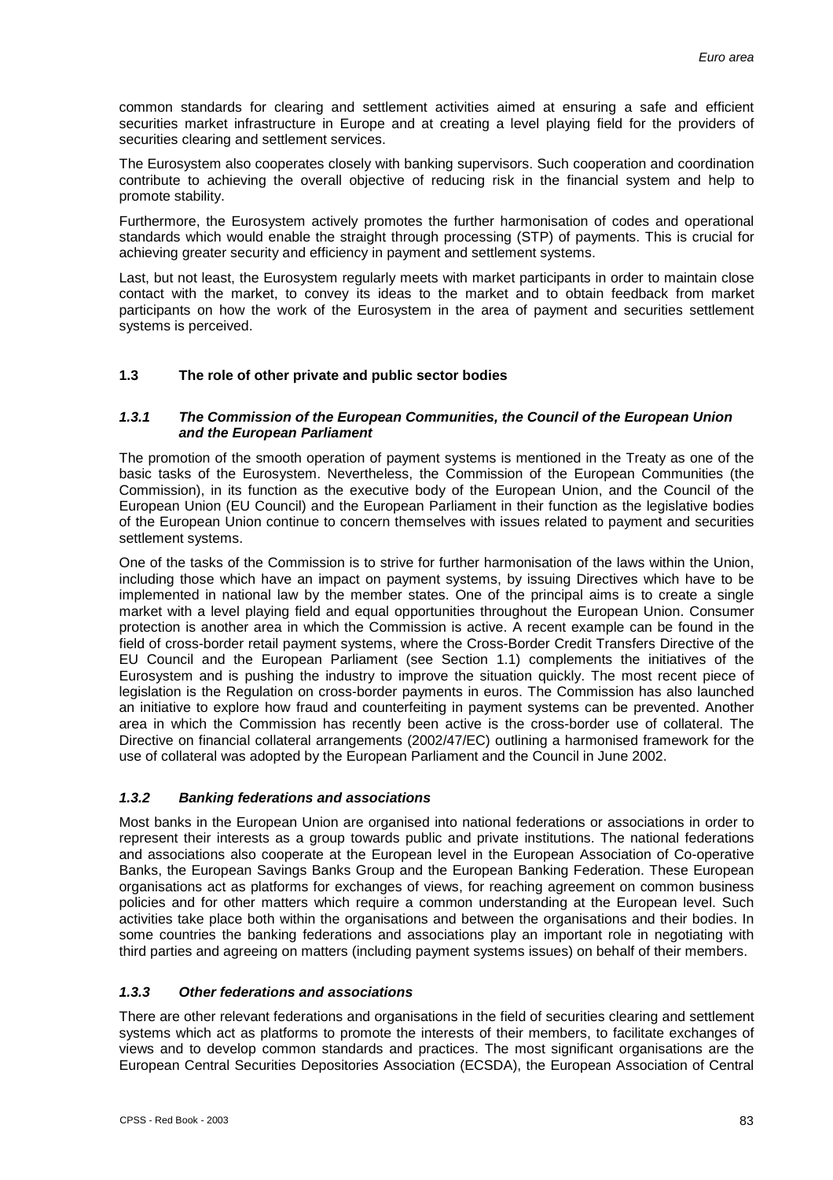common standards for clearing and settlement activities aimed at ensuring a safe and efficient securities market infrastructure in Europe and at creating a level playing field for the providers of securities clearing and settlement services.

The Eurosystem also cooperates closely with banking supervisors. Such cooperation and coordination contribute to achieving the overall objective of reducing risk in the financial system and help to promote stability.

Furthermore, the Eurosystem actively promotes the further harmonisation of codes and operational standards which would enable the straight through processing (STP) of payments. This is crucial for achieving greater security and efficiency in payment and settlement systems.

Last, but not least, the Eurosystem regularly meets with market participants in order to maintain close contact with the market, to convey its ideas to the market and to obtain feedback from market participants on how the work of the Eurosystem in the area of payment and securities settlement systems is perceived.

### 1.3 The role of other private and public sector bodies

#### *1.3.1 The Commission of the European Communities, the Council of the European Union and the European Parliament*

The promotion of the smooth operation of payment systems is mentioned in the Treaty as one of the basic tasks of the Eurosystem. Nevertheless, the Commission of the European Communities (the Commission), in its function as the executive body of the European Union, and the Council of the European Union (EU Council) and the European Parliament in their function as the legislative bodies of the European Union continue to concern themselves with issues related to payment and securities settlement systems.

One of the tasks of the Commission is to strive for further harmonisation of the laws within the Union, including those which have an impact on payment systems, by issuing Directives which have to be implemented in national law by the member states. One of the principal aims is to create a single market with a level playing field and equal opportunities throughout the European Union. Consumer protection is another area in which the Commission is active. A recent example can be found in the field of cross-border retail payment systems, where the Cross-Border Credit Transfers Directive of the EU Council and the European Parliament (see Section 1.1) complements the initiatives of the Eurosystem and is pushing the industry to improve the situation quickly. The most recent piece of legislation is the Regulation on cross-border payments in euros. The Commission has also launched an initiative to explore how fraud and counterfeiting in payment systems can be prevented. Another area in which the Commission has recently been active is the cross-border use of collateral. The Directive on financial collateral arrangements (2002/47/EC) outlining a harmonised framework for the use of collateral was adopted by the European Parliament and the Council in June 2002.

#### *1.3.2 Banking federations and associations*

Most banks in the European Union are organised into national federations or associations in order to represent their interests as a group towards public and private institutions. The national federations and associations also cooperate at the European level in the European Association of Co-operative Banks, the European Savings Banks Group and the European Banking Federation. These European organisations act as platforms for exchanges of views, for reaching agreement on common business policies and for other matters which require a common understanding at the European level. Such activities take place both within the organisations and between the organisations and their bodies. In some countries the banking federations and associations play an important role in negotiating with third parties and agreeing on matters (including payment systems issues) on behalf of their members.

#### *1.3.3 Other federations and associations*

There are other relevant federations and organisations in the field of securities clearing and settlement systems which act as platforms to promote the interests of their members, to facilitate exchanges of views and to develop common standards and practices. The most significant organisations are the European Central Securities Depositories Association (ECSDA), the European Association of Central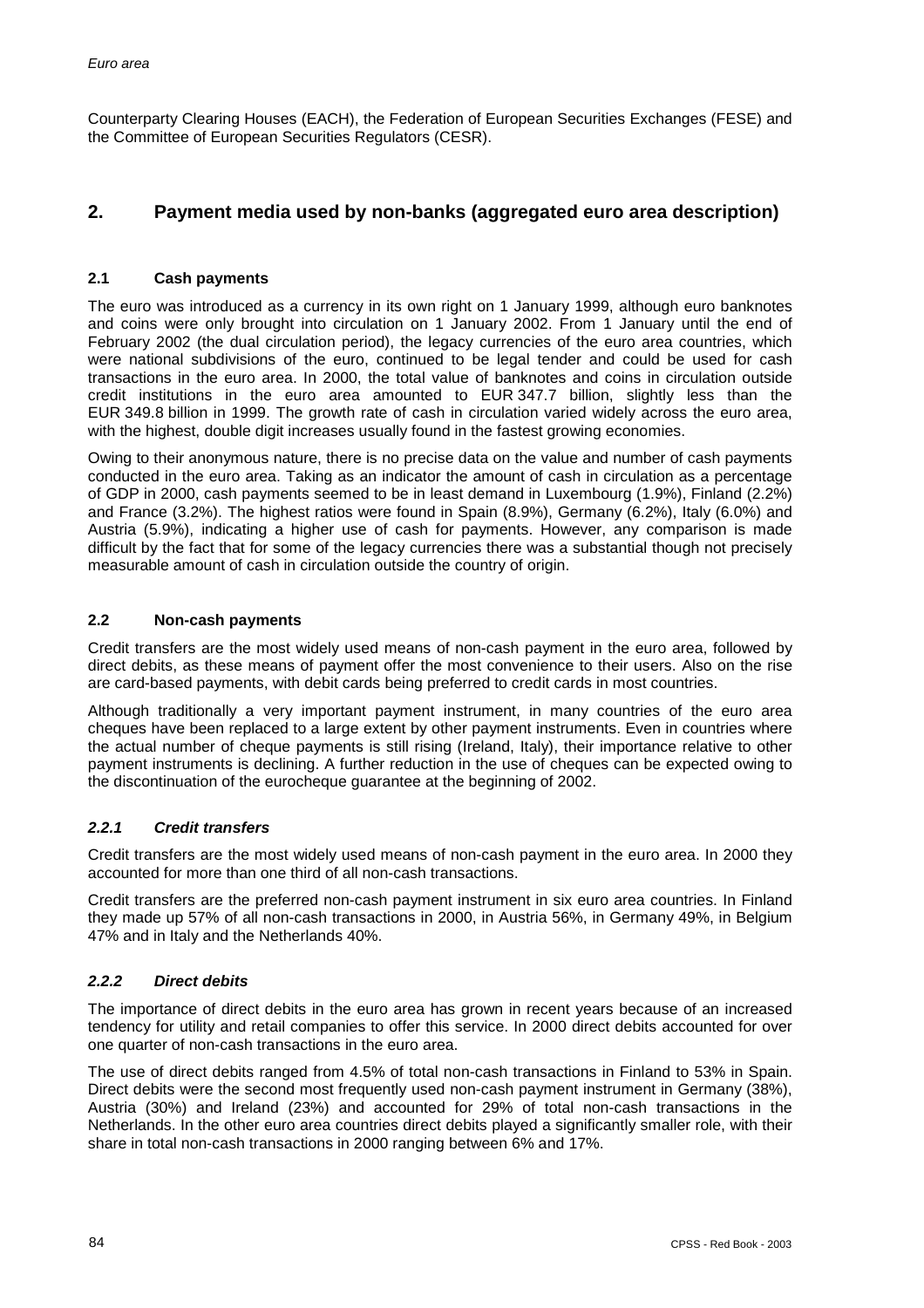Counterparty Clearing Houses (EACH), the Federation of European Securities Exchanges (FESE) and the Committee of European Securities Regulators (CESR).

## 2. Payment media used by non-banks (aggregated euro area description)

### 2.1 Cash payments

The euro was introduced as a currency in its own right on 1 January 1999, although euro banknotes and coins were only brought into circulation on 1 January 2002. From 1 January until the end of February 2002 (the dual circulation period), the legacy currencies of the euro area countries, which were national subdivisions of the euro, continued to be legal tender and could be used for cash transactions in the euro area. In 2000, the total value of banknotes and coins in circulation outside credit institutions in the euro area amounted to EUR 347.7 billion, slightly less than the EUR 349.8 billion in 1999. The growth rate of cash in circulation varied widely across the euro area, with the highest, double digit increases usually found in the fastest growing economies.

Owing to their anonymous nature, there is no precise data on the value and number of cash payments conducted in the euro area. Taking as an indicator the amount of cash in circulation as a percentage of GDP in 2000, cash payments seemed to be in least demand in Luxembourg (1.9%), Finland (2.2%) and France (3.2%). The highest ratios were found in Spain (8.9%), Germany (6.2%), Italy (6.0%) and Austria (5.9%), indicating a higher use of cash for payments. However, any comparison is made difficult by the fact that for some of the legacy currencies there was a substantial though not precisely measurable amount of cash in circulation outside the country of origin.

### 2.2 Non-cash payments

Credit transfers are the most widely used means of non-cash payment in the euro area, followed by direct debits, as these means of payment offer the most convenience to their users. Also on the rise are card-based payments, with debit cards being preferred to credit cards in most countries.

Although traditionally a very important payment instrument, in many countries of the euro area cheques have been replaced to a large extent by other payment instruments. Even in countries where the actual number of cheque payments is still rising (Ireland, Italy), their importance relative to other payment instruments is declining. A further reduction in the use of cheques can be expected owing to the discontinuation of the eurocheque guarantee at the beginning of 2002.

#### *2.2.1 Credit transfers*

Credit transfers are the most widely used means of non-cash payment in the euro area. In 2000 they accounted for more than one third of all non-cash transactions.

Credit transfers are the preferred non-cash payment instrument in six euro area countries. In Finland they made up 57% of all non-cash transactions in 2000, in Austria 56%, in Germany 49%, in Belgium 47% and in Italy and the Netherlands 40%.

#### *2.2.2 Direct debits*

The importance of direct debits in the euro area has grown in recent years because of an increased tendency for utility and retail companies to offer this service. In 2000 direct debits accounted for over one quarter of non-cash transactions in the euro area.

The use of direct debits ranged from 4.5% of total non-cash transactions in Finland to 53% in Spain. Direct debits were the second most frequently used non-cash payment instrument in Germany (38%), Austria (30%) and Ireland (23%) and accounted for 29% of total non-cash transactions in the Netherlands. In the other euro area countries direct debits played a significantly smaller role, with their share in total non-cash transactions in 2000 ranging between 6% and 17%.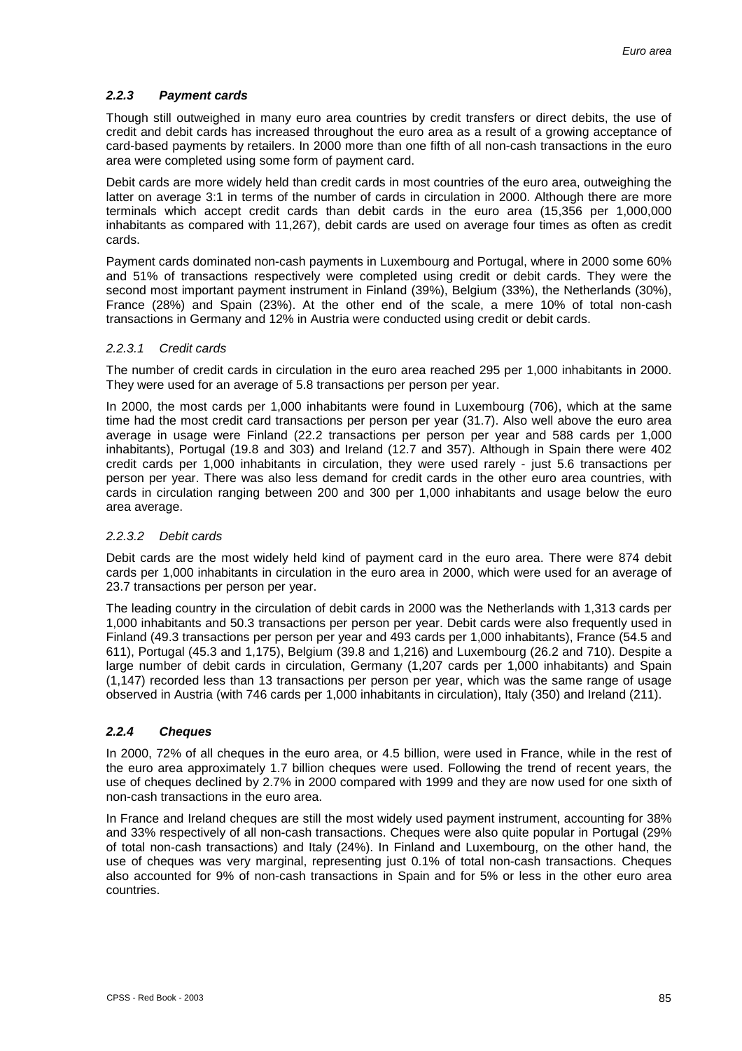### *2.2.3 Payment cards*

Though still outweighed in many euro area countries by credit transfers or direct debits, the use of credit and debit cards has increased throughout the euro area as a result of a growing acceptance of card-based payments by retailers. In 2000 more than one fifth of all non-cash transactions in the euro area were completed using some form of payment card.

Debit cards are more widely held than credit cards in most countries of the euro area, outweighing the latter on average 3:1 in terms of the number of cards in circulation in 2000. Although there are more terminals which accept credit cards than debit cards in the euro area (15,356 per 1,000,000 inhabitants as compared with 11,267), debit cards are used on average four times as often as credit cards.

Payment cards dominated non-cash payments in Luxembourg and Portugal, where in 2000 some 60% and 51% of transactions respectively were completed using credit or debit cards. They were the second most important payment instrument in Finland (39%), Belgium (33%), the Netherlands (30%), France (28%) and Spain (23%). At the other end of the scale, a mere 10% of total non-cash transactions in Germany and 12% in Austria were conducted using credit or debit cards.

#### *2.2.3.1 Credit cards*

The number of credit cards in circulation in the euro area reached 295 per 1,000 inhabitants in 2000. They were used for an average of 5.8 transactions per person per year.

In 2000, the most cards per 1,000 inhabitants were found in Luxembourg (706), which at the same time had the most credit card transactions per person per year (31.7). Also well above the euro area average in usage were Finland (22.2 transactions per person per year and 588 cards per 1,000 inhabitants), Portugal (19.8 and 303) and Ireland (12.7 and 357). Although in Spain there were 402 credit cards per 1,000 inhabitants in circulation, they were used rarely - just 5.6 transactions per person per year. There was also less demand for credit cards in the other euro area countries, with cards in circulation ranging between 200 and 300 per 1,000 inhabitants and usage below the euro area average.

#### *2.2.3.2 Debit cards*

Debit cards are the most widely held kind of payment card in the euro area. There were 874 debit cards per 1,000 inhabitants in circulation in the euro area in 2000, which were used for an average of 23.7 transactions per person per year.

The leading country in the circulation of debit cards in 2000 was the Netherlands with 1,313 cards per 1,000 inhabitants and 50.3 transactions per person per year. Debit cards were also frequently used in Finland (49.3 transactions per person per year and 493 cards per 1,000 inhabitants), France (54.5 and 611), Portugal (45.3 and 1,175), Belgium (39.8 and 1,216) and Luxembourg (26.2 and 710). Despite a large number of debit cards in circulation, Germany (1,207 cards per 1,000 inhabitants) and Spain (1,147) recorded less than 13 transactions per person per year, which was the same range of usage observed in Austria (with 746 cards per 1,000 inhabitants in circulation), Italy (350) and Ireland (211).

### *2.2.4 Cheques*

In 2000, 72% of all cheques in the euro area, or 4.5 billion, were used in France, while in the rest of the euro area approximately 1.7 billion cheques were used. Following the trend of recent years, the use of cheques declined by 2.7% in 2000 compared with 1999 and they are now used for one sixth of non-cash transactions in the euro area.

In France and Ireland cheques are still the most widely used payment instrument, accounting for 38% and 33% respectively of all non-cash transactions. Cheques were also quite popular in Portugal (29% of total non-cash transactions) and Italy (24%). In Finland and Luxembourg, on the other hand, the use of cheques was very marginal, representing just 0.1% of total non-cash transactions. Cheques also accounted for 9% of non-cash transactions in Spain and for 5% or less in the other euro area countries.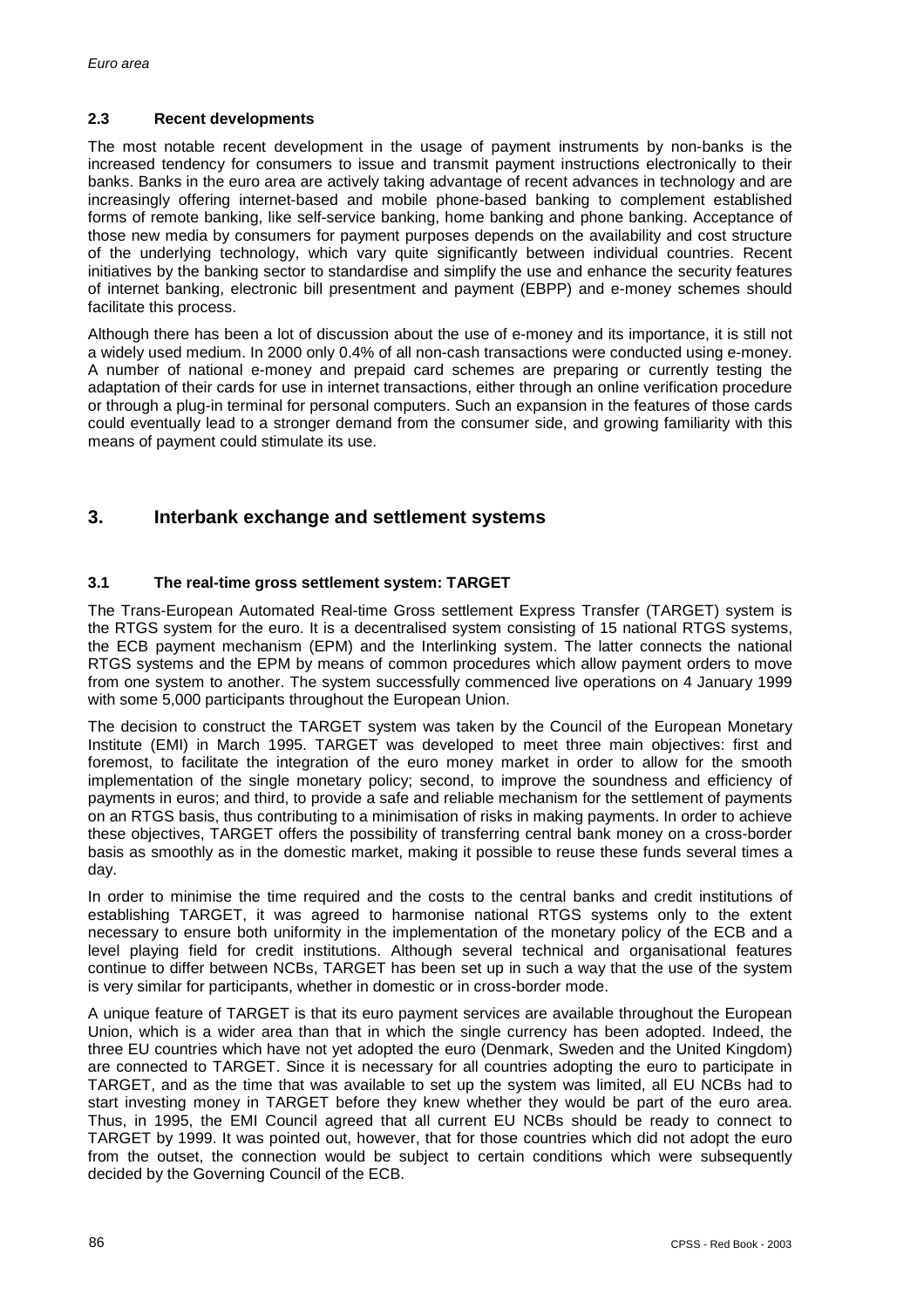### 2.3 Recent developments

The most notable recent development in the usage of payment instruments by non-banks is the increased tendency for consumers to issue and transmit payment instructions electronically to their banks. Banks in the euro area are actively taking advantage of recent advances in technology and are increasingly offering internet-based and mobile phone-based banking to complement established forms of remote banking, like self-service banking, home banking and phone banking. Acceptance of those new media by consumers for payment purposes depends on the availability and cost structure of the underlying technology, which vary quite significantly between individual countries. Recent initiatives by the banking sector to standardise and simplify the use and enhance the security features of internet banking, electronic bill presentment and payment (EBPP) and e-money schemes should facilitate this process.

Although there has been a lot of discussion about the use of e-money and its importance, it is still not a widely used medium. In 2000 only 0.4% of all non-cash transactions were conducted using e-money. A number of national e-money and prepaid card schemes are preparing or currently testing the adaptation of their cards for use in internet transactions, either through an online verification procedure or through a plug-in terminal for personal computers. Such an expansion in the features of those cards could eventually lead to a stronger demand from the consumer side, and growing familiarity with this means of payment could stimulate its use.

## 3. Interbank exchange and settlement systems

### 3.1 The real-time gross settlement system: TARGET

The Trans-European Automated Real-time Gross settlement Express Transfer (TARGET) system is the RTGS system for the euro. It is a decentralised system consisting of 15 national RTGS systems, the ECB payment mechanism (EPM) and the Interlinking system. The latter connects the national RTGS systems and the EPM by means of common procedures which allow payment orders to move from one system to another. The system successfully commenced live operations on 4 January 1999 with some 5,000 participants throughout the European Union.

The decision to construct the TARGET system was taken by the Council of the European Monetary Institute (EMI) in March 1995. TARGET was developed to meet three main objectives: first and foremost, to facilitate the integration of the euro money market in order to allow for the smooth implementation of the single monetary policy; second, to improve the soundness and efficiency of payments in euros; and third, to provide a safe and reliable mechanism for the settlement of payments on an RTGS basis, thus contributing to a minimisation of risks in making payments. In order to achieve these objectives, TARGET offers the possibility of transferring central bank money on a cross-border basis as smoothly as in the domestic market, making it possible to reuse these funds several times a day.

In order to minimise the time required and the costs to the central banks and credit institutions of establishing TARGET, it was agreed to harmonise national RTGS systems only to the extent necessary to ensure both uniformity in the implementation of the monetary policy of the ECB and a level playing field for credit institutions. Although several technical and organisational features continue to differ between NCBs, TARGET has been set up in such a way that the use of the system is very similar for participants, whether in domestic or in cross-border mode.

A unique feature of TARGET is that its euro payment services are available throughout the European Union, which is a wider area than that in which the single currency has been adopted. Indeed, the three EU countries which have not yet adopted the euro (Denmark, Sweden and the United Kingdom) are connected to TARGET. Since it is necessary for all countries adopting the euro to participate in TARGET, and as the time that was available to set up the system was limited, all EU NCBs had to start investing money in TARGET before they knew whether they would be part of the euro area. Thus, in 1995, the EMI Council agreed that all current EU NCBs should be ready to connect to TARGET by 1999. It was pointed out, however, that for those countries which did not adopt the euro from the outset, the connection would be subject to certain conditions which were subsequently decided by the Governing Council of the ECB.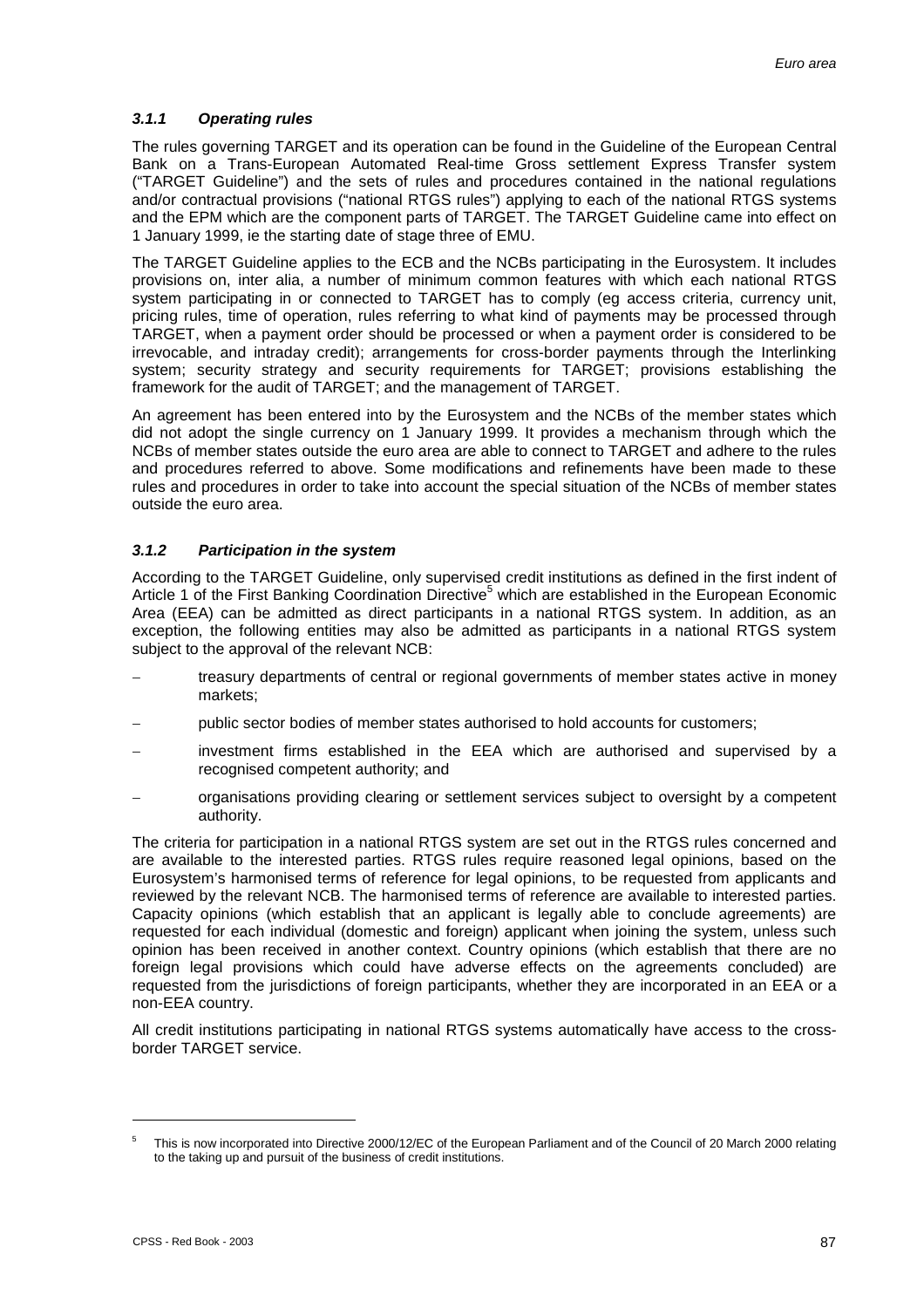### *3.1.1 Operating rules*

The rules governing TARGET and its operation can be found in the Guideline of the European Central Bank on a Trans-European Automated Real-time Gross settlement Express Transfer system ("TARGET Guideline") and the sets of rules and procedures contained in the national regulations and/or contractual provisions ("national RTGS rules") applying to each of the national RTGS systems and the EPM which are the component parts of TARGET. The TARGET Guideline came into effect on 1 January 1999, ie the starting date of stage three of EMU.

The TARGET Guideline applies to the ECB and the NCBs participating in the Eurosystem. It includes provisions on, inter alia, a number of minimum common features with which each national RTGS system participating in or connected to TARGET has to comply (eg access criteria, currency unit, pricing rules, time of operation, rules referring to what kind of payments may be processed through TARGET, when a payment order should be processed or when a payment order is considered to be irrevocable, and intraday credit); arrangements for cross-border payments through the Interlinking system; security strategy and security requirements for TARGET; provisions establishing the framework for the audit of TARGET; and the management of TARGET.

An agreement has been entered into by the Eurosystem and the NCBs of the member states which did not adopt the single currency on 1 January 1999. It provides a mechanism through which the NCBs of member states outside the euro area are able to connect to TARGET and adhere to the rules and procedures referred to above. Some modifications and refinements have been made to these rules and procedures in order to take into account the special situation of the NCBs of member states outside the euro area.

### *3.1.2 Participation in the system*

According to the TARGET Guideline, only supervised credit institutions as defined in the first indent of Article 1 of the First Banking Coordination Directive[5] which are established in the European Economic Area (EEA) can be admitted as direct participants in a national RTGS system. In addition, as an exception, the following entities may also be admitted as participants in a national RTGS system subject to the approval of the relevant NCB:

- treasury departments of central or regional governments of member states active in money markets;
- public sector bodies of member states authorised to hold accounts for customers;
- investment firms established in the EEA which are authorised and supervised by a recognised competent authority; and
- organisations providing clearing or settlement services subject to oversight by a competent authority.

The criteria for participation in a national RTGS system are set out in the RTGS rules concerned and are available to the interested parties. RTGS rules require reasoned legal opinions, based on the Eurosystem's harmonised terms of reference for legal opinions, to be requested from applicants and reviewed by the relevant NCB. The harmonised terms of reference are available to interested parties. Capacity opinions (which establish that an applicant is legally able to conclude agreements) are requested for each individual (domestic and foreign) applicant when joining the system, unless such opinion has been received in another context. Country opinions (which establish that there are no foreign legal provisions which could have adverse effects on the agreements concluded) are requested from the jurisdictions of foreign participants, whether they are incorporated in an EEA or a non-EEA country.

All credit institutions participating in national RTGS systems automatically have access to the cross-border TARGET service.

---

[5] This is now incorporated into Directive 2000/12/EC of the European Parliament and of the Council of 20 March 2000 relating to the taking up and pursuit of the business of credit institutions.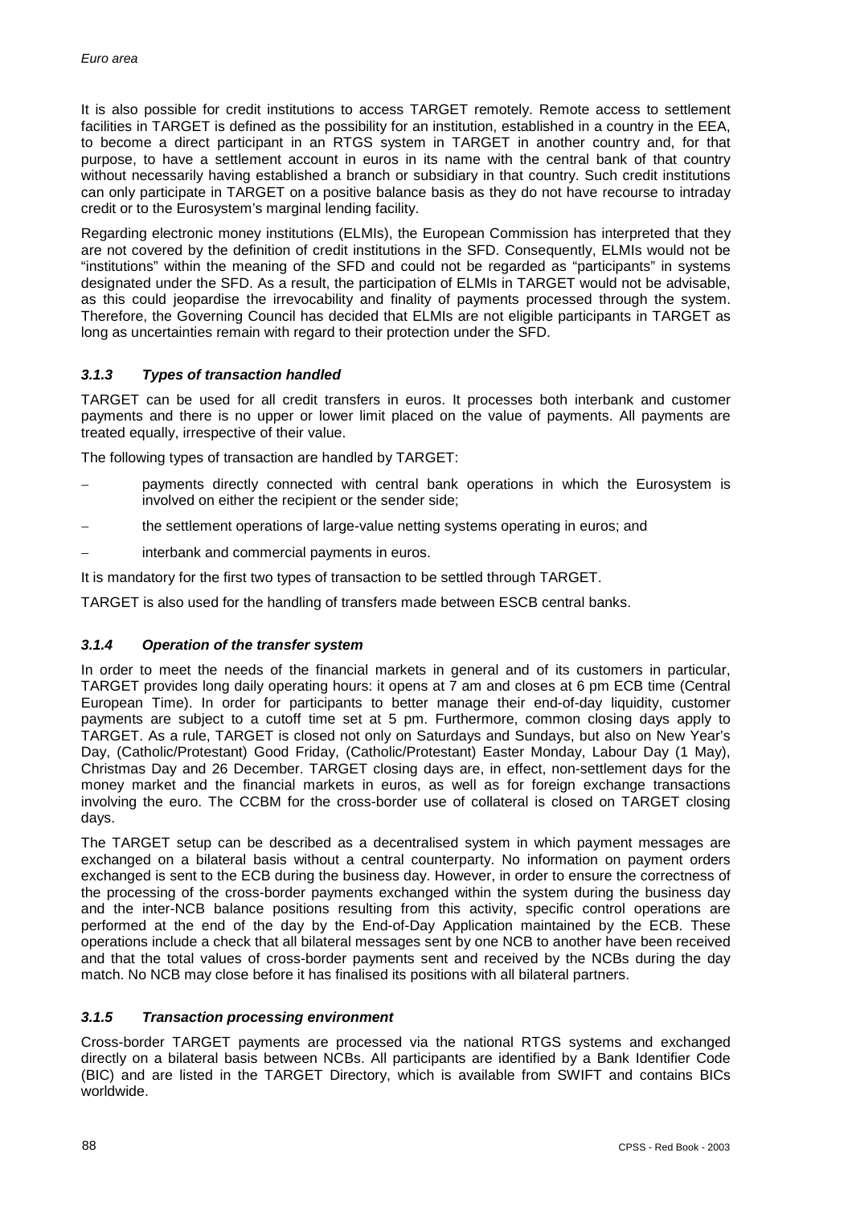It is also possible for credit institutions to access TARGET remotely. Remote access to settlement facilities in TARGET is defined as the possibility for an institution, established in a country in the EEA, to become a direct participant in an RTGS system in TARGET in another country and, for that purpose, to have a settlement account in euros in its name with the central bank of that country without necessarily having established a branch or subsidiary in that country. Such credit institutions can only participate in TARGET on a positive balance basis as they do not have recourse to intraday credit or to the Eurosystem's marginal lending facility.

Regarding electronic money institutions (ELMIs), the European Commission has interpreted that they are not covered by the definition of credit institutions in the SFD. Consequently, ELMIs would not be "institutions" within the meaning of the SFD and could not be regarded as "participants" in systems designated under the SFD. As a result, the participation of ELMIs in TARGET would not be advisable, as this could jeopardise the irrevocability and finality of payments processed through the system. Therefore, the Governing Council has decided that ELMIs are not eligible participants in TARGET as long as uncertainties remain with regard to their protection under the SFD.

### *3.1.3 Types of transaction handled*

TARGET can be used for all credit transfers in euros. It processes both interbank and customer payments and there is no upper or lower limit placed on the value of payments. All payments are treated equally, irrespective of their value.

The following types of transaction are handled by TARGET:

- payments directly connected with central bank operations in which the Eurosystem is involved on either the recipient or the sender side;
- the settlement operations of large-value netting systems operating in euros; and
- interbank and commercial payments in euros.

It is mandatory for the first two types of transaction to be settled through TARGET.

TARGET is also used for the handling of transfers made between ESCB central banks.

### *3.1.4 Operation of the transfer system*

In order to meet the needs of the financial markets in general and of its customers in particular, TARGET provides long daily operating hours: it opens at 7 am and closes at 6 pm ECB time (Central European Time). In order for participants to better manage their end-of-day liquidity, customer payments are subject to a cutoff time set at 5 pm. Furthermore, common closing days apply to TARGET. As a rule, TARGET is closed not only on Saturdays and Sundays, but also on New Year's Day, (Catholic/Protestant) Good Friday, (Catholic/Protestant) Easter Monday, Labour Day (1 May), Christmas Day and 26 December. TARGET closing days are, in effect, non-settlement days for the money market and the financial markets in euros, as well as for foreign exchange transactions involving the euro. The CCBM for the cross-border use of collateral is closed on TARGET closing days.

The TARGET setup can be described as a decentralised system in which payment messages are exchanged on a bilateral basis without a central counterparty. No information on payment orders exchanged is sent to the ECB during the business day. However, in order to ensure the correctness of the processing of the cross-border payments exchanged within the system during the business day and the inter-NCB balance positions resulting from this activity, specific control operations are performed at the end of the day by the End-of-Day Application maintained by the ECB. These operations include a check that all bilateral messages sent by one NCB to another have been received and that the total values of cross-border payments sent and received by the NCBs during the day match. No NCB may close before it has finalised its positions with all bilateral partners.

### *3.1.5 Transaction processing environment*

Cross-border TARGET payments are processed via the national RTGS systems and exchanged directly on a bilateral basis between NCBs. All participants are identified by a Bank Identifier Code (BIC) and are listed in the TARGET Directory, which is available from SWIFT and contains BICs worldwide.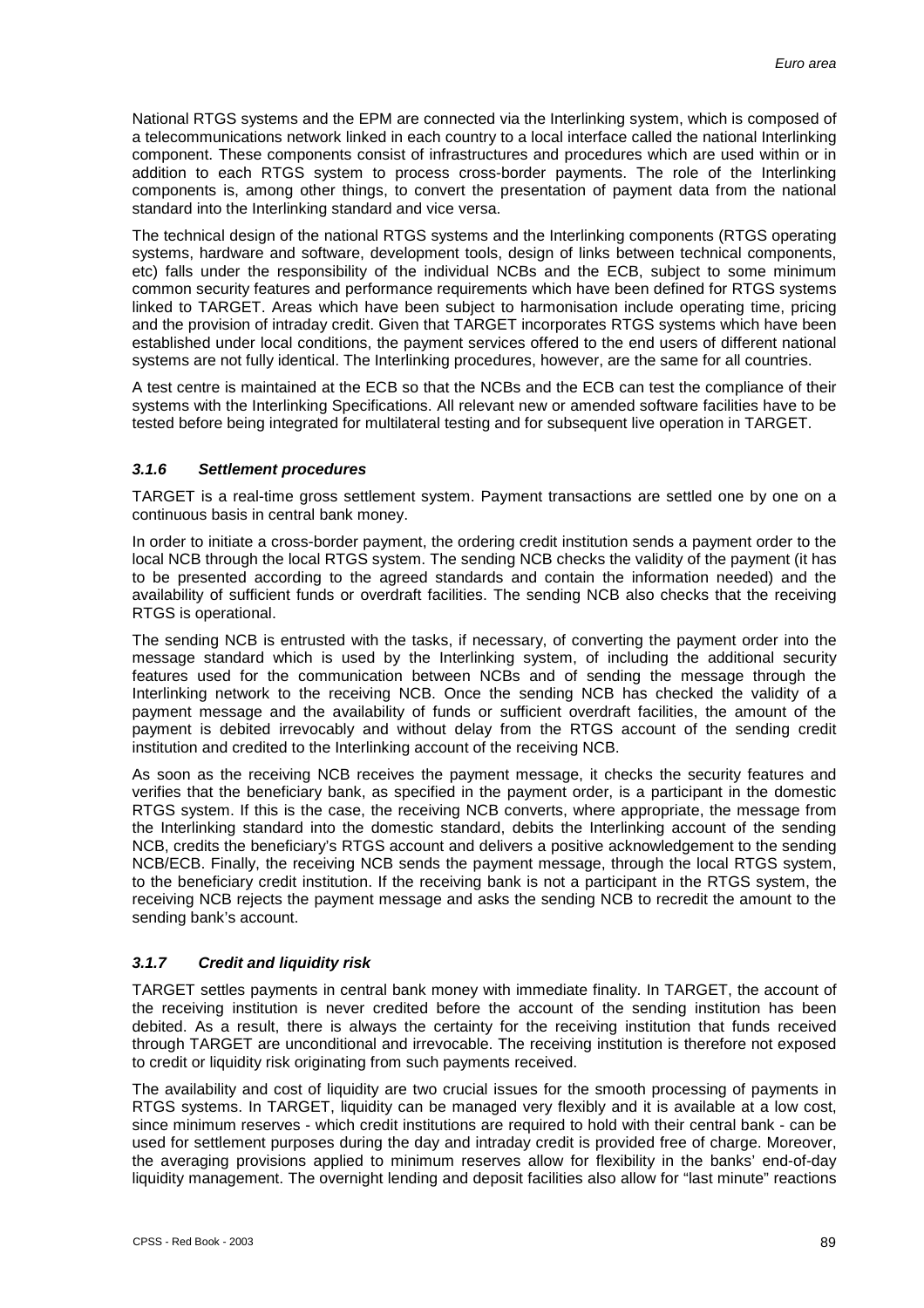National RTGS systems and the EPM are connected via the Interlinking system, which is composed of a telecommunications network linked in each country to a local interface called the national Interlinking component. These components consist of infrastructures and procedures which are used within or in addition to each RTGS system to process cross-border payments. The role of the Interlinking components is, among other things, to convert the presentation of payment data from the national standard into the Interlinking standard and vice versa.

The technical design of the national RTGS systems and the Interlinking components (RTGS operating systems, hardware and software, development tools, design of links between technical components, etc) falls under the responsibility of the individual NCBs and the ECB, subject to some minimum common security features and performance requirements which have been defined for RTGS systems linked to TARGET. Areas which have been subject to harmonisation include operating time, pricing and the provision of intraday credit. Given that TARGET incorporates RTGS systems which have been established under local conditions, the payment services offered to the end users of different national systems are not fully identical. The Interlinking procedures, however, are the same for all countries.

A test centre is maintained at the ECB so that the NCBs and the ECB can test the compliance of their systems with the Interlinking Specifications. All relevant new or amended software facilities have to be tested before being integrated for multilateral testing and for subsequent live operation in TARGET.

### *3.1.6 Settlement procedures*

TARGET is a real-time gross settlement system. Payment transactions are settled one by one on a continuous basis in central bank money.

In order to initiate a cross-border payment, the ordering credit institution sends a payment order to the local NCB through the local RTGS system. The sending NCB checks the validity of the payment (it has to be presented according to the agreed standards and contain the information needed) and the availability of sufficient funds or overdraft facilities. The sending NCB also checks that the receiving RTGS is operational.

The sending NCB is entrusted with the tasks, if necessary, of converting the payment order into the message standard which is used by the Interlinking system, of including the additional security features used for the communication between NCBs and of sending the message through the Interlinking network to the receiving NCB. Once the sending NCB has checked the validity of a payment message and the availability of funds or sufficient overdraft facilities, the amount of the payment is debited irrevocably and without delay from the RTGS account of the sending credit institution and credited to the Interlinking account of the receiving NCB.

As soon as the receiving NCB receives the payment message, it checks the security features and verifies that the beneficiary bank, as specified in the payment order, is a participant in the domestic RTGS system. If this is the case, the receiving NCB converts, where appropriate, the message from the Interlinking standard into the domestic standard, debits the Interlinking account of the sending NCB, credits the beneficiary's RTGS account and delivers a positive acknowledgement to the sending NCB/ECB. Finally, the receiving NCB sends the payment message, through the local RTGS system, to the beneficiary credit institution. If the receiving bank is not a participant in the RTGS system, the receiving NCB rejects the payment message and asks the sending NCB to recredit the amount to the sending bank's account.

### *3.1.7 Credit and liquidity risk*

TARGET settles payments in central bank money with immediate finality. In TARGET, the account of the receiving institution is never credited before the account of the sending institution has been debited. As a result, there is always the certainty for the receiving institution that funds received through TARGET are unconditional and irrevocable. The receiving institution is therefore not exposed to credit or liquidity risk originating from such payments received.

The availability and cost of liquidity are two crucial issues for the smooth processing of payments in RTGS systems. In TARGET, liquidity can be managed very flexibly and it is available at a low cost, since minimum reserves - which credit institutions are required to hold with their central bank - can be used for settlement purposes during the day and intraday credit is provided free of charge. Moreover, the averaging provisions applied to minimum reserves allow for flexibility in the banks' end-of-day liquidity management. The overnight lending and deposit facilities also allow for "last minute" reactions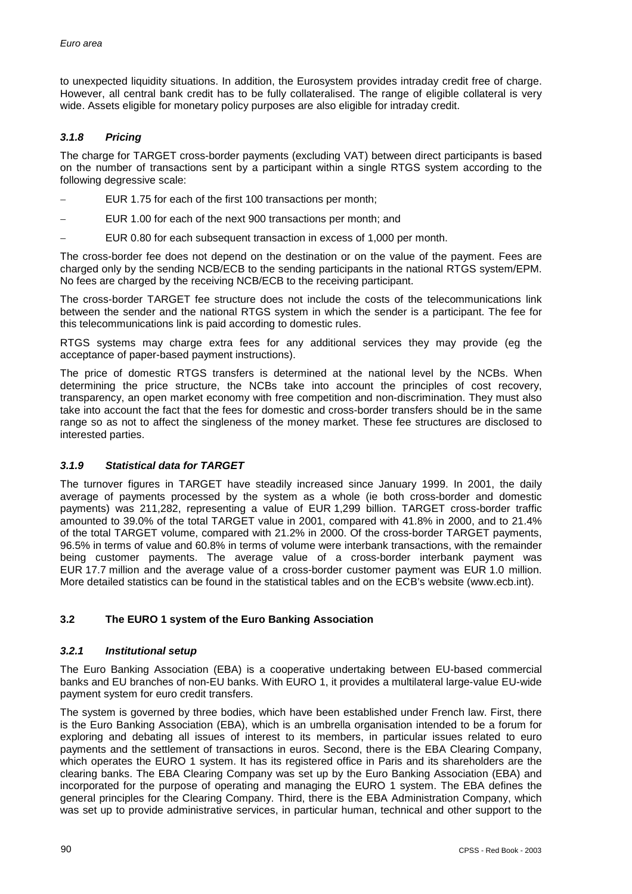to unexpected liquidity situations. In addition, the Eurosystem provides intraday credit free of charge. However, all central bank credit has to be fully collateralised. The range of eligible collateral is very wide. Assets eligible for monetary policy purposes are also eligible for intraday credit.

#### *3.1.8 Pricing*

The charge for TARGET cross-border payments (excluding VAT) between direct participants is based on the number of transactions sent by a participant within a single RTGS system according to the following degressive scale:

- EUR 1.75 for each of the first 100 transactions per month;
- EUR 1.00 for each of the next 900 transactions per month; and
- EUR 0.80 for each subsequent transaction in excess of 1,000 per month.

The cross-border fee does not depend on the destination or on the value of the payment. Fees are charged only by the sending NCB/ECB to the sending participants in the national RTGS system/EPM. No fees are charged by the receiving NCB/ECB to the receiving participant.

The cross-border TARGET fee structure does not include the costs of the telecommunications link between the sender and the national RTGS system in which the sender is a participant. The fee for this telecommunications link is paid according to domestic rules.

RTGS systems may charge extra fees for any additional services they may provide (eg the acceptance of paper-based payment instructions).

The price of domestic RTGS transfers is determined at the national level by the NCBs. When determining the price structure, the NCBs take into account the principles of cost recovery, transparency, an open market economy with free competition and non-discrimination. They must also take into account the fact that the fees for domestic and cross-border transfers should be in the same range so as not to affect the singleness of the money market. These fee structures are disclosed to interested parties.

#### *3.1.9 Statistical data for TARGET*

The turnover figures in TARGET have steadily increased since January 1999. In 2001, the daily average of payments processed by the system as a whole (ie both cross-border and domestic payments) was 211,282, representing a value of EUR 1,299 billion. TARGET cross-border traffic amounted to 39.0% of the total TARGET value in 2001, compared with 41.8% in 2000, and to 21.4% of the total TARGET volume, compared with 21.2% in 2000. Of the cross-border TARGET payments, 96.5% in terms of value and 60.8% in terms of volume were interbank transactions, with the remainder being customer payments. The average value of a cross-border interbank payment was EUR 17.7 million and the average value of a cross-border customer payment was EUR 1.0 million. More detailed statistics can be found in the statistical tables and on the ECB's website (www.ecb.int).

### 3.2 The EURO 1 system of the Euro Banking Association

#### *3.2.1 Institutional setup*

The Euro Banking Association (EBA) is a cooperative undertaking between EU-based commercial banks and EU branches of non-EU banks. With EURO 1, it provides a multilateral large-value EU-wide payment system for euro credit transfers.

The system is governed by three bodies, which have been established under French law. First, there is the Euro Banking Association (EBA), which is an umbrella organisation intended to be a forum for exploring and debating all issues of interest to its members, in particular issues related to euro payments and the settlement of transactions in euros. Second, there is the EBA Clearing Company, which operates the EURO 1 system. It has its registered office in Paris and its shareholders are the clearing banks. The EBA Clearing Company was set up by the Euro Banking Association (EBA) and incorporated for the purpose of operating and managing the EURO 1 system. The EBA defines the general principles for the Clearing Company. Third, there is the EBA Administration Company, which was set up to provide administrative services, in particular human, technical and other support to the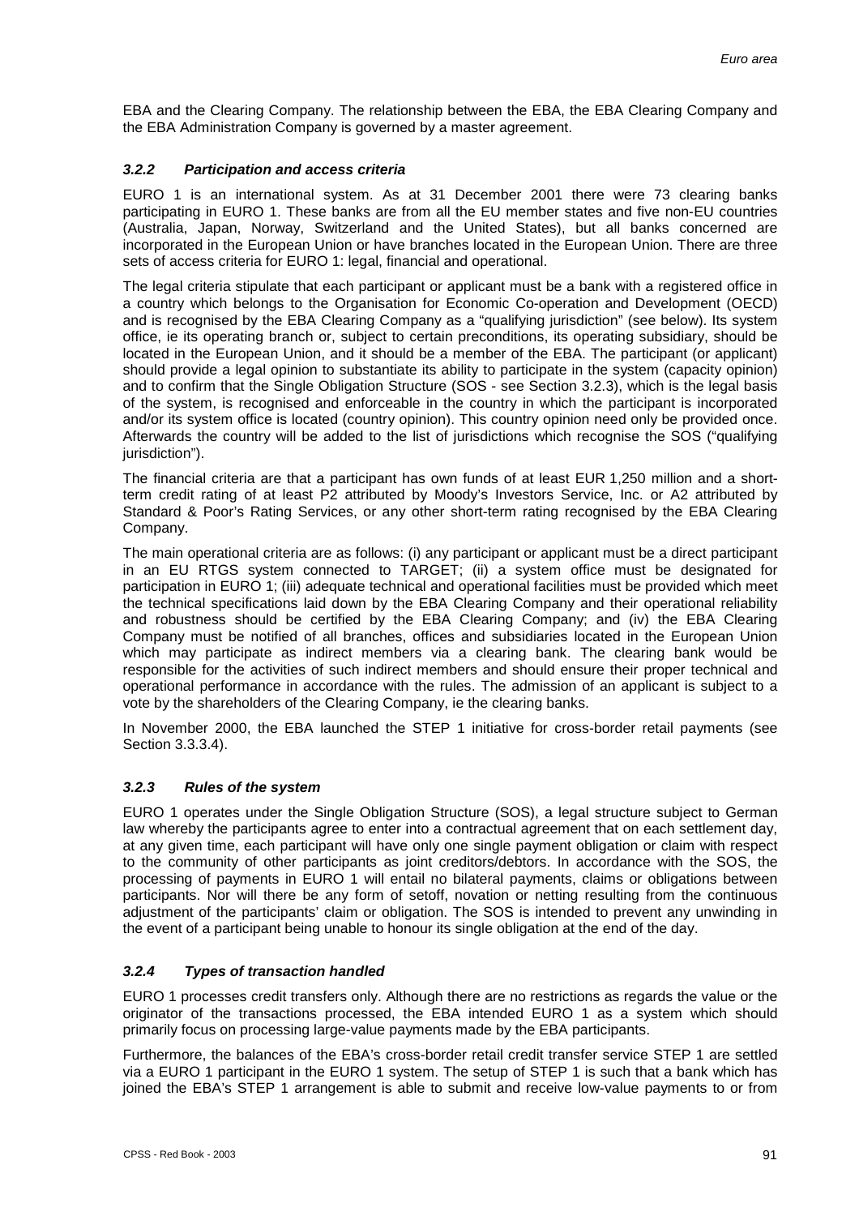EBA and the Clearing Company. The relationship between the EBA, the EBA Clearing Company and the EBA Administration Company is governed by a master agreement.

### *3.2.2 Participation and access criteria*

EURO 1 is an international system. As at 31 December 2001 there were 73 clearing banks participating in EURO 1. These banks are from all the EU member states and five non-EU countries (Australia, Japan, Norway, Switzerland and the United States), but all banks concerned are incorporated in the European Union or have branches located in the European Union. There are three sets of access criteria for EURO 1: legal, financial and operational.

The legal criteria stipulate that each participant or applicant must be a bank with a registered office in a country which belongs to the Organisation for Economic Co-operation and Development (OECD) and is recognised by the EBA Clearing Company as a "qualifying jurisdiction" (see below). Its system office, ie its operating branch or, subject to certain preconditions, its operating subsidiary, should be located in the European Union, and it should be a member of the EBA. The participant (or applicant) should provide a legal opinion to substantiate its ability to participate in the system (capacity opinion) and to confirm that the Single Obligation Structure (SOS - see Section 3.2.3), which is the legal basis of the system, is recognised and enforceable in the country in which the participant is incorporated and/or its system office is located (country opinion). This country opinion need only be provided once. Afterwards the country will be added to the list of jurisdictions which recognise the SOS ("qualifying jurisdiction").

The financial criteria are that a participant has own funds of at least EUR 1,250 million and a short-term credit rating of at least P2 attributed by Moody's Investors Service, Inc. or A2 attributed by Standard & Poor's Rating Services, or any other short-term rating recognised by the EBA Clearing Company.

The main operational criteria are as follows: (i) any participant or applicant must be a direct participant in an EU RTGS system connected to TARGET; (ii) a system office must be designated for participation in EURO 1; (iii) adequate technical and operational facilities must be provided which meet the technical specifications laid down by the EBA Clearing Company and their operational reliability and robustness should be certified by the EBA Clearing Company; and (iv) the EBA Clearing Company must be notified of all branches, offices and subsidiaries located in the European Union which may participate as indirect members via a clearing bank. The clearing bank would be responsible for the activities of such indirect members and should ensure their proper technical and operational performance in accordance with the rules. The admission of an applicant is subject to a vote by the shareholders of the Clearing Company, ie the clearing banks.

In November 2000, the EBA launched the STEP 1 initiative for cross-border retail payments (see Section 3.3.3.4).

### *3.2.3 Rules of the system*

EURO 1 operates under the Single Obligation Structure (SOS), a legal structure subject to German law whereby the participants agree to enter into a contractual agreement that on each settlement day, at any given time, each participant will have only one single payment obligation or claim with respect to the community of other participants as joint creditors/debtors. In accordance with the SOS, the processing of payments in EURO 1 will entail no bilateral payments, claims or obligations between participants. Nor will there be any form of setoff, novation or netting resulting from the continuous adjustment of the participants' claim or obligation. The SOS is intended to prevent any unwinding in the event of a participant being unable to honour its single obligation at the end of the day.

### *3.2.4 Types of transaction handled*

EURO 1 processes credit transfers only. Although there are no restrictions as regards the value or the originator of the transactions processed, the EBA intended EURO 1 as a system which should primarily focus on processing large-value payments made by the EBA participants.

Furthermore, the balances of the EBA's cross-border retail credit transfer service STEP 1 are settled via a EURO 1 participant in the EURO 1 system. The setup of STEP 1 is such that a bank which has joined the EBA's STEP 1 arrangement is able to submit and receive low-value payments to or from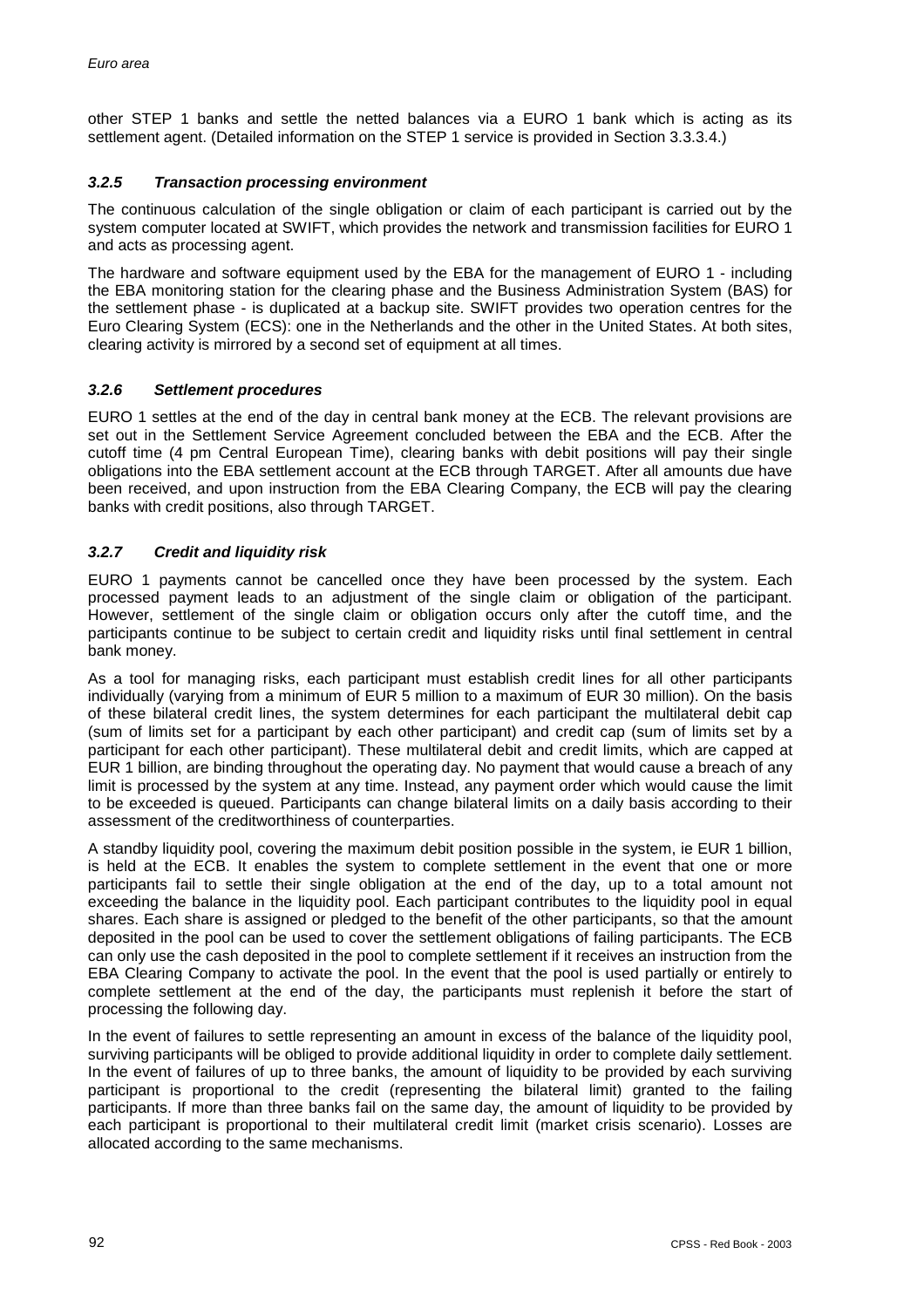other STEP 1 banks and settle the netted balances via a EURO 1 bank which is acting as its settlement agent. (Detailed information on the STEP 1 service is provided in Section 3.3.3.4.)

### 3.2.5 Transaction processing environment

The continuous calculation of the single obligation or claim of each participant is carried out by the system computer located at SWIFT, which provides the network and transmission facilities for EURO 1 and acts as processing agent.

The hardware and software equipment used by the EBA for the management of EURO 1 - including the EBA monitoring station for the clearing phase and the Business Administration System (BAS) for the settlement phase - is duplicated at a backup site. SWIFT provides two operation centres for the Euro Clearing System (ECS): one in the Netherlands and the other in the United States. At both sites, clearing activity is mirrored by a second set of equipment at all times.

### 3.2.6 Settlement procedures

EURO 1 settles at the end of the day in central bank money at the ECB. The relevant provisions are set out in the Settlement Service Agreement concluded between the EBA and the ECB. After the cutoff time (4 pm Central European Time), clearing banks with debit positions will pay their single obligations into the EBA settlement account at the ECB through TARGET. After all amounts due have been received, and upon instruction from the EBA Clearing Company, the ECB will pay the clearing banks with credit positions, also through TARGET.

### 3.2.7 Credit and liquidity risk

EURO 1 payments cannot be cancelled once they have been processed by the system. Each processed payment leads to an adjustment of the single claim or obligation of the participant. However, settlement of the single claim or obligation occurs only after the cutoff time, and the participants continue to be subject to certain credit and liquidity risks until final settlement in central bank money.

As a tool for managing risks, each participant must establish credit lines for all other participants individually (varying from a minimum of EUR 5 million to a maximum of EUR 30 million). On the basis of these bilateral credit lines, the system determines for each participant the multilateral debit cap (sum of limits set for a participant by each other participant) and credit cap (sum of limits set by a participant for each other participant). These multilateral debit and credit limits, which are capped at EUR 1 billion, are binding throughout the operating day. No payment that would cause a breach of any limit is processed by the system at any time. Instead, any payment order which would cause the limit to be exceeded is queued. Participants can change bilateral limits on a daily basis according to their assessment of the creditworthiness of counterparties.

A standby liquidity pool, covering the maximum debit position possible in the system, ie EUR 1 billion, is held at the ECB. It enables the system to complete settlement in the event that one or more participants fail to settle their single obligation at the end of the day, up to a total amount not exceeding the balance in the liquidity pool. Each participant contributes to the liquidity pool in equal shares. Each share is assigned or pledged to the benefit of the other participants, so that the amount deposited in the pool can be used to cover the settlement obligations of failing participants. The ECB can only use the cash deposited in the pool to complete settlement if it receives an instruction from the EBA Clearing Company to activate the pool. In the event that the pool is used partially or entirely to complete settlement at the end of the day, the participants must replenish it before the start of processing the following day.

In the event of failures to settle representing an amount in excess of the balance of the liquidity pool, surviving participants will be obliged to provide additional liquidity in order to complete daily settlement. In the event of failures of up to three banks, the amount of liquidity to be provided by each surviving participant is proportional to the credit (representing the bilateral limit) granted to the failing participants. If more than three banks fail on the same day, the amount of liquidity to be provided by each participant is proportional to their multilateral credit limit (market crisis scenario). Losses are allocated according to the same mechanisms.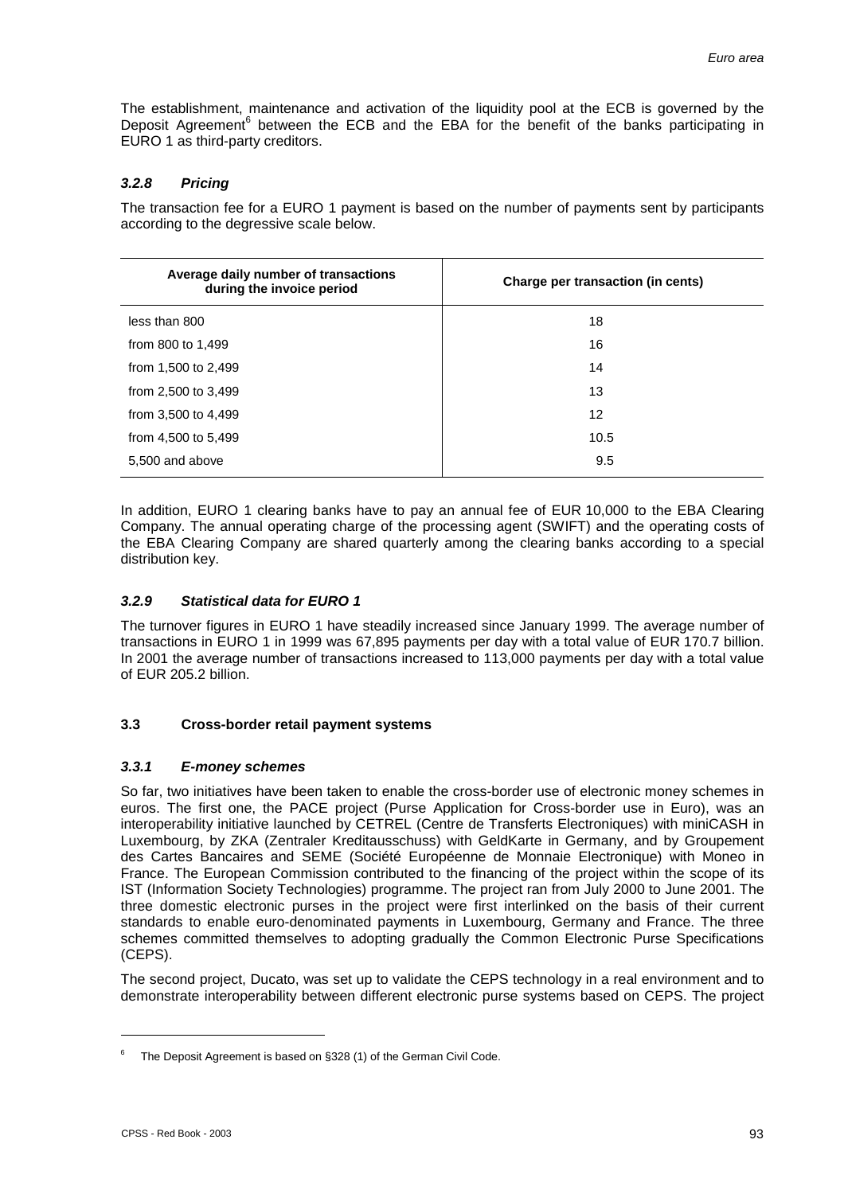The establishment, maintenance and activation of the liquidity pool at the ECB is governed by the Deposit Agreement[6] between the ECB and the EBA for the benefit of the banks participating in EURO 1 as third-party creditors.

#### *3.2.8 Pricing*

The transaction fee for a EURO 1 payment is based on the number of payments sent by participants according to the degressive scale below.

| Average daily number of transactions during the invoice period | Charge per transaction (in cents) |
|---|---|
| less than 800 | 18 |
| from 800 to 1,499 | 16 |
| from 1,500 to 2,499 | 14 |
| from 2,500 to 3,499 | 13 |
| from 3,500 to 4,499 | 12 |
| from 4,500 to 5,499 | 10.5 |
| 5,500 and above | 9.5 |

In addition, EURO 1 clearing banks have to pay an annual fee of EUR 10,000 to the EBA Clearing Company. The annual operating charge of the processing agent (SWIFT) and the operating costs of the EBA Clearing Company are shared quarterly among the clearing banks according to a special distribution key.

#### *3.2.9 Statistical data for EURO 1*

The turnover figures in EURO 1 have steadily increased since January 1999. The average number of transactions in EURO 1 in 1999 was 67,895 payments per day with a total value of EUR 170.7 billion. In 2001 the average number of transactions increased to 113,000 payments per day with a total value of EUR 205.2 billion.

### 3.3 Cross-border retail payment systems

#### *3.3.1 E-money schemes*

So far, two initiatives have been taken to enable the cross-border use of electronic money schemes in euros. The first one, the PACE project (Purse Application for Cross-border use in Euro), was an interoperability initiative launched by CETREL (Centre de Transferts Electroniques) with miniCASH in Luxembourg, by ZKA (Zentraler Kreditausschuss) with GeldKarte in Germany, and by Groupement des Cartes Bancaires and SEME (Société Européenne de Monnaie Electronique) with Moneo in France. The European Commission contributed to the financing of the project within the scope of its IST (Information Society Technologies) programme. The project ran from July 2000 to June 2001. The three domestic electronic purses in the project were first interlinked on the basis of their current standards to enable euro-denominated payments in Luxembourg, Germany and France. The three schemes committed themselves to adopting gradually the Common Electronic Purse Specifications (CEPS).

The second project, Ducato, was set up to validate the CEPS technology in a real environment and to demonstrate interoperability between different electronic purse systems based on CEPS. The project

[6] The Deposit Agreement is based on §328 (1) of the German Civil Code.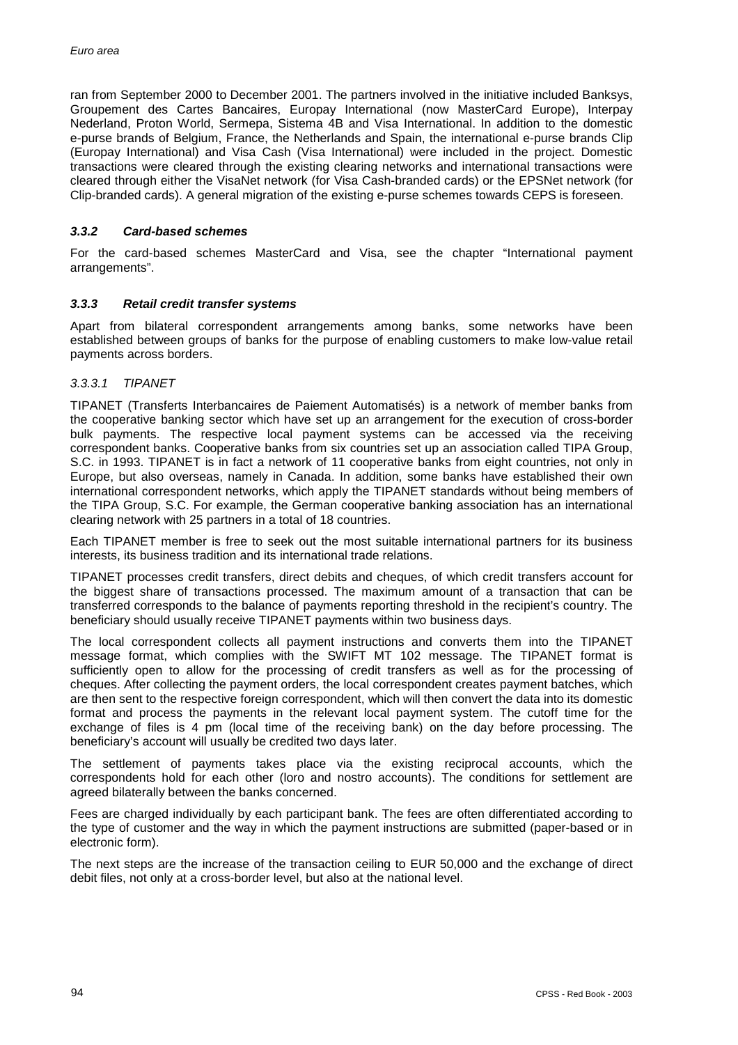ran from September 2000 to December 2001. The partners involved in the initiative included Banksys, Groupement des Cartes Bancaires, Europay International (now MasterCard Europe), Interpay Nederland, Proton World, Sermepa, Sistema 4B and Visa International. In addition to the domestic e-purse brands of Belgium, France, the Netherlands and Spain, the international e-purse brands Clip (Europay International) and Visa Cash (Visa International) were included in the project. Domestic transactions were cleared through the existing clearing networks and international transactions were cleared through either the VisaNet network (for Visa Cash-branded cards) or the EPSNet network (for Clip-branded cards). A general migration of the existing e-purse schemes towards CEPS is foreseen.

### *3.3.2 Card-based schemes*

For the card-based schemes MasterCard and Visa, see the chapter "International payment arrangements".

### *3.3.3 Retail credit transfer systems*

Apart from bilateral correspondent arrangements among banks, some networks have been established between groups of banks for the purpose of enabling customers to make low-value retail payments across borders.

#### *3.3.3.1 TIPANET*

TIPANET (Transferts Interbancaires de Paiement Automatisés) is a network of member banks from the cooperative banking sector which have set up an arrangement for the execution of cross-border bulk payments. The respective local payment systems can be accessed via the receiving correspondent banks. Cooperative banks from six countries set up an association called TIPA Group, S.C. in 1993. TIPANET is in fact a network of 11 cooperative banks from eight countries, not only in Europe, but also overseas, namely in Canada. In addition, some banks have established their own international correspondent networks, which apply the TIPANET standards without being members of the TIPA Group, S.C. For example, the German cooperative banking association has an international clearing network with 25 partners in a total of 18 countries.

Each TIPANET member is free to seek out the most suitable international partners for its business interests, its business tradition and its international trade relations.

TIPANET processes credit transfers, direct debits and cheques, of which credit transfers account for the biggest share of transactions processed. The maximum amount of a transaction that can be transferred corresponds to the balance of payments reporting threshold in the recipient's country. The beneficiary should usually receive TIPANET payments within two business days.

The local correspondent collects all payment instructions and converts them into the TIPANET message format, which complies with the SWIFT MT 102 message. The TIPANET format is sufficiently open to allow for the processing of credit transfers as well as for the processing of cheques. After collecting the payment orders, the local correspondent creates payment batches, which are then sent to the respective foreign correspondent, which will then convert the data into its domestic format and process the payments in the relevant local payment system. The cutoff time for the exchange of files is 4 pm (local time of the receiving bank) on the day before processing. The beneficiary's account will usually be credited two days later.

The settlement of payments takes place via the existing reciprocal accounts, which the correspondents hold for each other (loro and nostro accounts). The conditions for settlement are agreed bilaterally between the banks concerned.

Fees are charged individually by each participant bank. The fees are often differentiated according to the type of customer and the way in which the payment instructions are submitted (paper-based or in electronic form).

The next steps are the increase of the transaction ceiling to EUR 50,000 and the exchange of direct debit files, not only at a cross-border level, but also at the national level.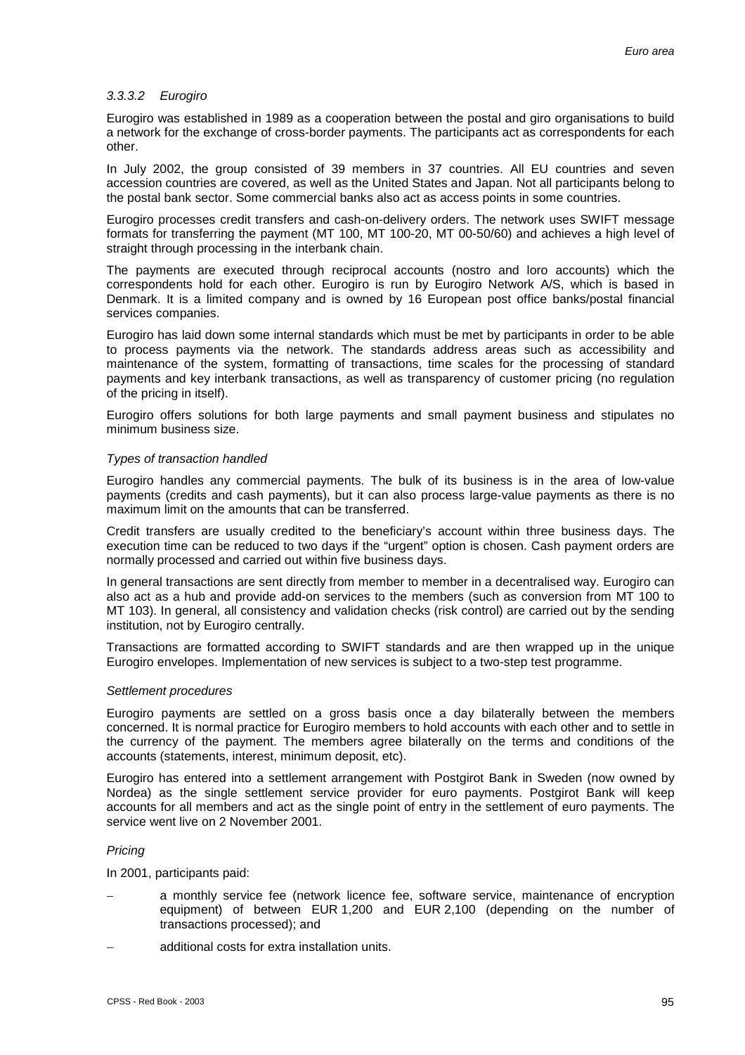#### 3.3.3.2 *Eurogiro*

Eurogiro was established in 1989 as a cooperation between the postal and giro organisations to build a network for the exchange of cross-border payments. The participants act as correspondents for each other.

In July 2002, the group consisted of 39 members in 37 countries. All EU countries and seven accession countries are covered, as well as the United States and Japan. Not all participants belong to the postal bank sector. Some commercial banks also act as access points in some countries.

Eurogiro processes credit transfers and cash-on-delivery orders. The network uses SWIFT message formats for transferring the payment (MT 100, MT 100-20, MT 00-50/60) and achieves a high level of straight through processing in the interbank chain.

The payments are executed through reciprocal accounts (nostro and loro accounts) which the correspondents hold for each other. Eurogiro is run by Eurogiro Network A/S, which is based in Denmark. It is a limited company and is owned by 16 European post office banks/postal financial services companies.

Eurogiro has laid down some internal standards which must be met by participants in order to be able to process payments via the network. The standards address areas such as accessibility and maintenance of the system, formatting of transactions, time scales for the processing of standard payments and key interbank transactions, as well as transparency of customer pricing (no regulation of the pricing in itself).

Eurogiro offers solutions for both large payments and small payment business and stipulates no minimum business size.

*Types of transaction handled*

Eurogiro handles any commercial payments. The bulk of its business is in the area of low-value payments (credits and cash payments), but it can also process large-value payments as there is no maximum limit on the amounts that can be transferred.

Credit transfers are usually credited to the beneficiary's account within three business days. The execution time can be reduced to two days if the "urgent" option is chosen. Cash payment orders are normally processed and carried out within five business days.

In general transactions are sent directly from member to member in a decentralised way. Eurogiro can also act as a hub and provide add-on services to the members (such as conversion from MT 100 to MT 103). In general, all consistency and validation checks (risk control) are carried out by the sending institution, not by Eurogiro centrally.

Transactions are formatted according to SWIFT standards and are then wrapped up in the unique Eurogiro envelopes. Implementation of new services is subject to a two-step test programme.

*Settlement procedures*

Eurogiro payments are settled on a gross basis once a day bilaterally between the members concerned. It is normal practice for Eurogiro members to hold accounts with each other and to settle in the currency of the payment. The members agree bilaterally on the terms and conditions of the accounts (statements, interest, minimum deposit, etc).

Eurogiro has entered into a settlement arrangement with Postgirot Bank in Sweden (now owned by Nordea) as the single settlement service provider for euro payments. Postgirot Bank will keep accounts for all members and act as the single point of entry in the settlement of euro payments. The service went live on 2 November 2001.

*Pricing*

In 2001, participants paid:

- a monthly service fee (network licence fee, software service, maintenance of encryption equipment) of between EUR 1,200 and EUR 2,100 (depending on the number of transactions processed); and
- additional costs for extra installation units.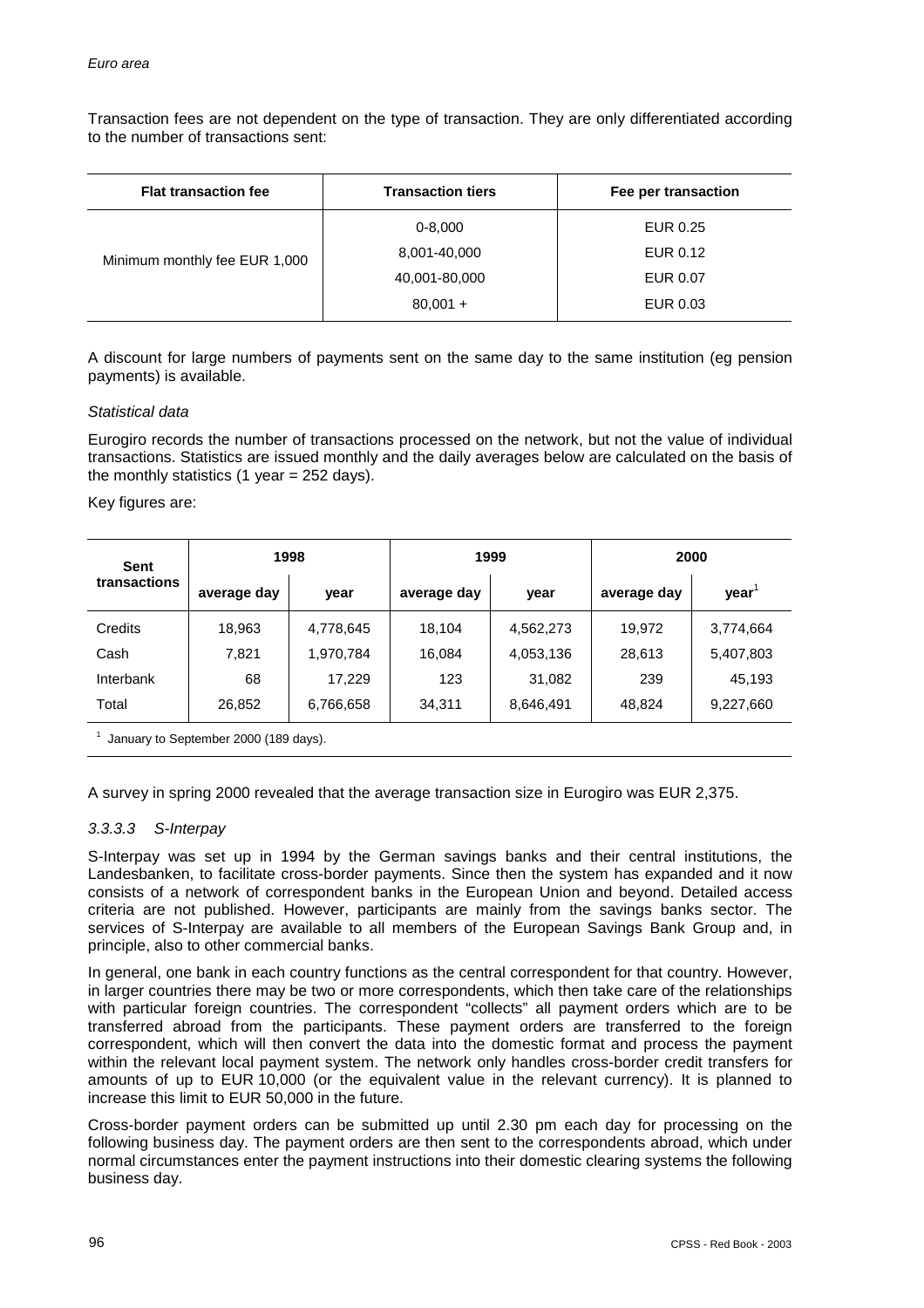Transaction fees are not dependent on the type of transaction. They are only differentiated according to the number of transactions sent:

| Flat transaction fee | Transaction tiers | Fee per transaction |
|---|---|---|
| Minimum monthly fee EUR 1,000 | 0-8,000 | EUR 0.25 |
| | 8,001-40,000 | EUR 0.12 |
| | 40,001-80,000 | EUR 0.07 |
| | 80,001 + | EUR 0.03 |

A discount for large numbers of payments sent on the same day to the same institution (eg pension payments) is available.

*Statistical data*

Eurogiro records the number of transactions processed on the network, but not the value of individual transactions. Statistics are issued monthly and the daily averages below are calculated on the basis of the monthly statistics (1 year = 252 days).

Key figures are:

| Sent transactions | 1998 | | 1999 | | 2000 | |
|---|---|---|---|---|---|---|
| | average day | year | average day | year | average day | year[1] |
| Credits | 18,963 | 4,778,645 | 18,104 | 4,562,273 | 19,972 | 3,774,664 |
| Cash | 7,821 | 1,970,784 | 16,084 | 4,053,136 | 28,613 | 5,407,803 |
| Interbank | 68 | 17,229 | 123 | 31,082 | 239 | 45,193 |
| Total | 26,852 | 6,766,658 | 34,311 | 8,646,491 | 48,824 | 9,227,660 |

[1] January to September 2000 (189 days).

A survey in spring 2000 revealed that the average transaction size in Eurogiro was EUR 2,375.

### *3.3.3.3 S-Interpay*

S-Interpay was set up in 1994 by the German savings banks and their central institutions, the Landesbanken, to facilitate cross-border payments. Since then the system has expanded and it now consists of a network of correspondent banks in the European Union and beyond. Detailed access criteria are not published. However, participants are mainly from the savings banks sector. The services of S-Interpay are available to all members of the European Savings Bank Group and, in principle, also to other commercial banks.

In general, one bank in each country functions as the central correspondent for that country. However, in larger countries there may be two or more correspondents, which then take care of the relationships with particular foreign countries. The correspondent "collects" all payment orders which are to be transferred abroad from the participants. These payment orders are transferred to the foreign correspondent, which will then convert the data into the domestic format and process the payment within the relevant local payment system. The network only handles cross-border credit transfers for amounts of up to EUR 10,000 (or the equivalent value in the relevant currency). It is planned to increase this limit to EUR 50,000 in the future.

Cross-border payment orders can be submitted up until 2.30 pm each day for processing on the following business day. The payment orders are then sent to the correspondents abroad, which under normal circumstances enter the payment instructions into their domestic clearing systems the following business day.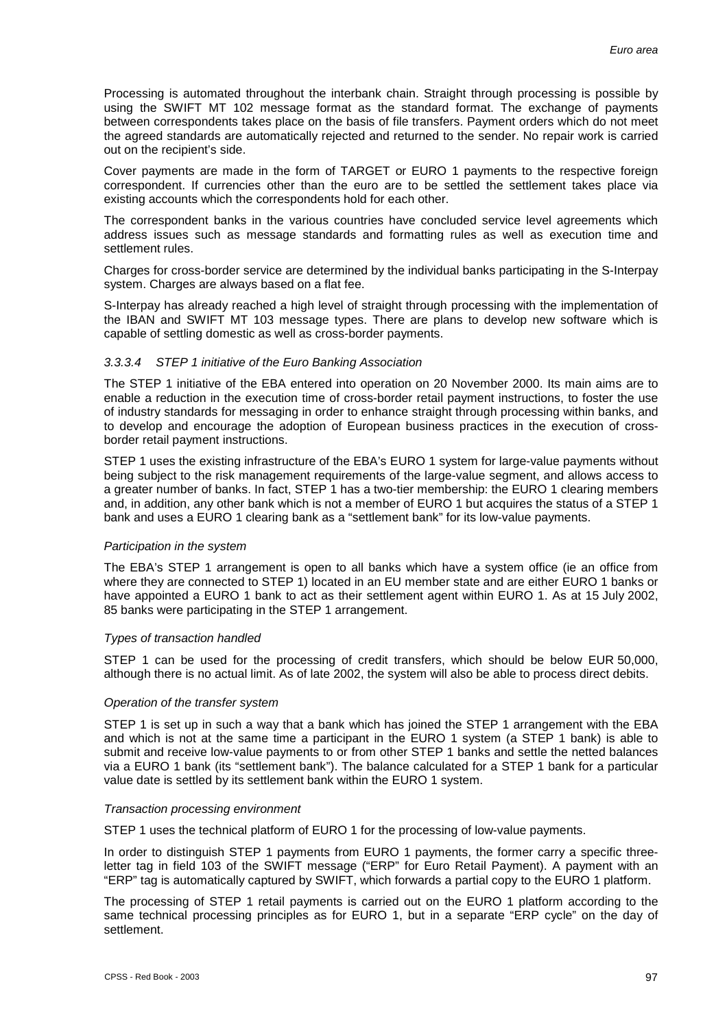Processing is automated throughout the interbank chain. Straight through processing is possible by using the SWIFT MT 102 message format as the standard format. The exchange of payments between correspondents takes place on the basis of file transfers. Payment orders which do not meet the agreed standards are automatically rejected and returned to the sender. No repair work is carried out on the recipient's side.

Cover payments are made in the form of TARGET or EURO 1 payments to the respective foreign correspondent. If currencies other than the euro are to be settled the settlement takes place via existing accounts which the correspondents hold for each other.

The correspondent banks in the various countries have concluded service level agreements which address issues such as message standards and formatting rules as well as execution time and settlement rules.

Charges for cross-border service are determined by the individual banks participating in the S-Interpay system. Charges are always based on a flat fee.

S-Interpay has already reached a high level of straight through processing with the implementation of the IBAN and SWIFT MT 103 message types. There are plans to develop new software which is capable of settling domestic as well as cross-border payments.

#### *3.3.3.4 STEP 1 initiative of the Euro Banking Association*

The STEP 1 initiative of the EBA entered into operation on 20 November 2000. Its main aims are to enable a reduction in the execution time of cross-border retail payment instructions, to foster the use of industry standards for messaging in order to enhance straight through processing within banks, and to develop and encourage the adoption of European business practices in the execution of cross-border retail payment instructions.

STEP 1 uses the existing infrastructure of the EBA's EURO 1 system for large-value payments without being subject to the risk management requirements of the large-value segment, and allows access to a greater number of banks. In fact, STEP 1 has a two-tier membership: the EURO 1 clearing members and, in addition, any other bank which is not a member of EURO 1 but acquires the status of a STEP 1 bank and uses a EURO 1 clearing bank as a "settlement bank" for its low-value payments.

*Participation in the system*

The EBA's STEP 1 arrangement is open to all banks which have a system office (ie an office from where they are connected to STEP 1) located in an EU member state and are either EURO 1 banks or have appointed a EURO 1 bank to act as their settlement agent within EURO 1. As at 15 July 2002, 85 banks were participating in the STEP 1 arrangement.

*Types of transaction handled*

STEP 1 can be used for the processing of credit transfers, which should be below EUR 50,000, although there is no actual limit. As of late 2002, the system will also be able to process direct debits.

*Operation of the transfer system*

STEP 1 is set up in such a way that a bank which has joined the STEP 1 arrangement with the EBA and which is not at the same time a participant in the EURO 1 system (a STEP 1 bank) is able to submit and receive low-value payments to or from other STEP 1 banks and settle the netted balances via a EURO 1 bank (its "settlement bank"). The balance calculated for a STEP 1 bank for a particular value date is settled by its settlement bank within the EURO 1 system.

*Transaction processing environment*

STEP 1 uses the technical platform of EURO 1 for the processing of low-value payments.

In order to distinguish STEP 1 payments from EURO 1 payments, the former carry a specific three-letter tag in field 103 of the SWIFT message ("ERP" for Euro Retail Payment). A payment with an "ERP" tag is automatically captured by SWIFT, which forwards a partial copy to the EURO 1 platform.

The processing of STEP 1 retail payments is carried out on the EURO 1 platform according to the same technical processing principles as for EURO 1, but in a separate "ERP cycle" on the day of settlement.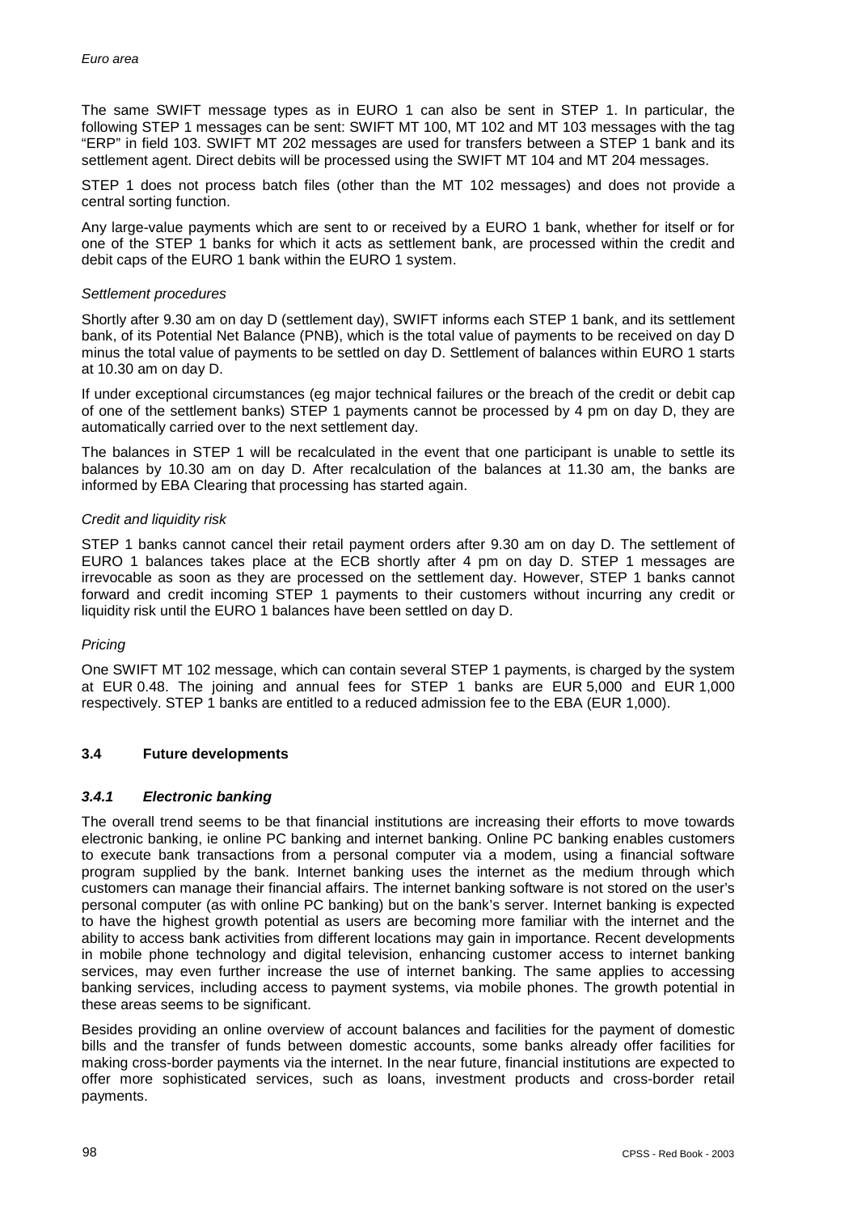The same SWIFT message types as in EURO 1 can also be sent in STEP 1. In particular, the following STEP 1 messages can be sent: SWIFT MT 100, MT 102 and MT 103 messages with the tag "ERP" in field 103. SWIFT MT 202 messages are used for transfers between a STEP 1 bank and its settlement agent. Direct debits will be processed using the SWIFT MT 104 and MT 204 messages.

STEP 1 does not process batch files (other than the MT 102 messages) and does not provide a central sorting function.

Any large-value payments which are sent to or received by a EURO 1 bank, whether for itself or for one of the STEP 1 banks for which it acts as settlement bank, are processed within the credit and debit caps of the EURO 1 bank within the EURO 1 system.

*Settlement procedures*

Shortly after 9.30 am on day D (settlement day), SWIFT informs each STEP 1 bank, and its settlement bank, of its Potential Net Balance (PNB), which is the total value of payments to be received on day D minus the total value of payments to be settled on day D. Settlement of balances within EURO 1 starts at 10.30 am on day D.

If under exceptional circumstances (eg major technical failures or the breach of the credit or debit cap of one of the settlement banks) STEP 1 payments cannot be processed by 4 pm on day D, they are automatically carried over to the next settlement day.

The balances in STEP 1 will be recalculated in the event that one participant is unable to settle its balances by 10.30 am on day D. After recalculation of the balances at 11.30 am, the banks are informed by EBA Clearing that processing has started again.

*Credit and liquidity risk*

STEP 1 banks cannot cancel their retail payment orders after 9.30 am on day D. The settlement of EURO 1 balances takes place at the ECB shortly after 4 pm on day D. STEP 1 messages are irrevocable as soon as they are processed on the settlement day. However, STEP 1 banks cannot forward and credit incoming STEP 1 payments to their customers without incurring any credit or liquidity risk until the EURO 1 balances have been settled on day D.

*Pricing*

One SWIFT MT 102 message, which can contain several STEP 1 payments, is charged by the system at EUR 0.48. The joining and annual fees for STEP 1 banks are EUR 5,000 and EUR 1,000 respectively. STEP 1 banks are entitled to a reduced admission fee to the EBA (EUR 1,000).

## 3.4 Future developments

### *3.4.1 Electronic banking*

The overall trend seems to be that financial institutions are increasing their efforts to move towards electronic banking, ie online PC banking and internet banking. Online PC banking enables customers to execute bank transactions from a personal computer via a modem, using a financial software program supplied by the bank. Internet banking uses the internet as the medium through which customers can manage their financial affairs. The internet banking software is not stored on the user's personal computer (as with online PC banking) but on the bank's server. Internet banking is expected to have the highest growth potential as users are becoming more familiar with the internet and the ability to access bank activities from different locations may gain in importance. Recent developments in mobile phone technology and digital television, enhancing customer access to internet banking services, may even further increase the use of internet banking. The same applies to accessing banking services, including access to payment systems, via mobile phones. The growth potential in these areas seems to be significant.

Besides providing an online overview of account balances and facilities for the payment of domestic bills and the transfer of funds between domestic accounts, some banks already offer facilities for making cross-border payments via the internet. In the near future, financial institutions are expected to offer more sophisticated services, such as loans, investment products and cross-border retail payments.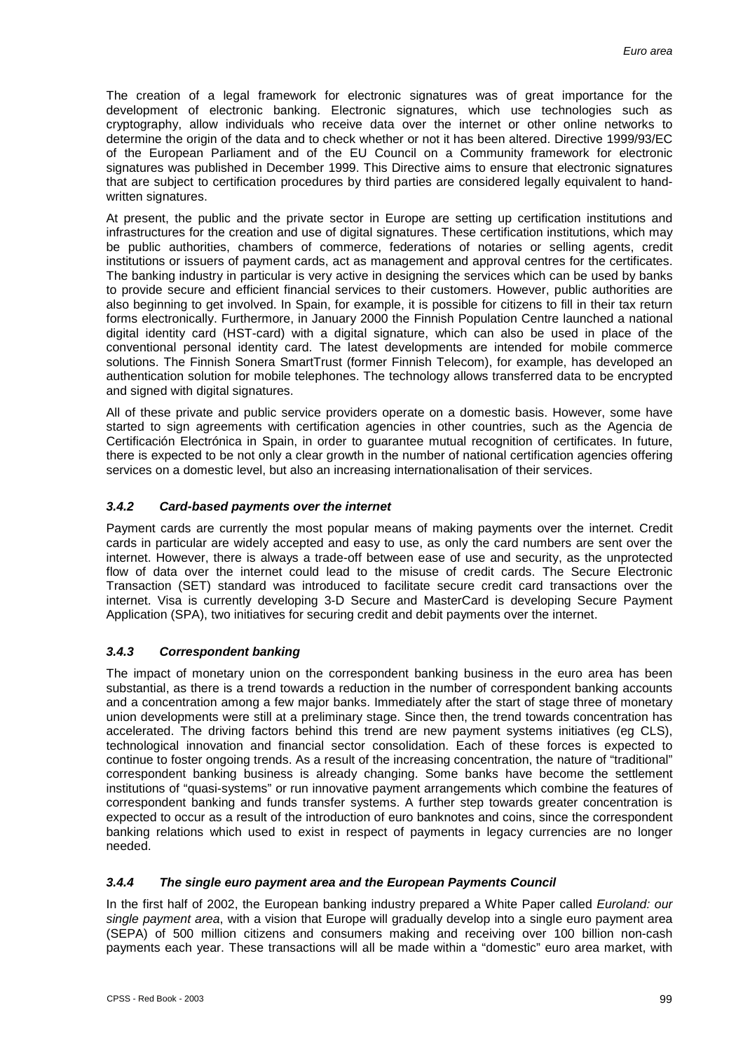The creation of a legal framework for electronic signatures was of great importance for the development of electronic banking. Electronic signatures, which use technologies such as cryptography, allow individuals who receive data over the internet or other online networks to determine the origin of the data and to check whether or not it has been altered. Directive 1999/93/EC of the European Parliament and of the EU Council on a Community framework for electronic signatures was published in December 1999. This Directive aims to ensure that electronic signatures that are subject to certification procedures by third parties are considered legally equivalent to hand-written signatures.

At present, the public and the private sector in Europe are setting up certification institutions and infrastructures for the creation and use of digital signatures. These certification institutions, which may be public authorities, chambers of commerce, federations of notaries or selling agents, credit institutions or issuers of payment cards, act as management and approval centres for the certificates. The banking industry in particular is very active in designing the services which can be used by banks to provide secure and efficient financial services to their customers. However, public authorities are also beginning to get involved. In Spain, for example, it is possible for citizens to fill in their tax return forms electronically. Furthermore, in January 2000 the Finnish Population Centre launched a national digital identity card (HST-card) with a digital signature, which can also be used in place of the conventional personal identity card. The latest developments are intended for mobile commerce solutions. The Finnish Sonera SmartTrust (former Finnish Telecom), for example, has developed an authentication solution for mobile telephones. The technology allows transferred data to be encrypted and signed with digital signatures.

All of these private and public service providers operate on a domestic basis. However, some have started to sign agreements with certification agencies in other countries, such as the Agencia de Certificación Electrónica in Spain, in order to guarantee mutual recognition of certificates. In future, there is expected to be not only a clear growth in the number of national certification agencies offering services on a domestic level, but also an increasing internationalisation of their services.

### *3.4.2 Card-based payments over the internet*

Payment cards are currently the most popular means of making payments over the internet. Credit cards in particular are widely accepted and easy to use, as only the card numbers are sent over the internet. However, there is always a trade-off between ease of use and security, as the unprotected flow of data over the internet could lead to the misuse of credit cards. The Secure Electronic Transaction (SET) standard was introduced to facilitate secure credit card transactions over the internet. Visa is currently developing 3-D Secure and MasterCard is developing Secure Payment Application (SPA), two initiatives for securing credit and debit payments over the internet.

### *3.4.3 Correspondent banking*

The impact of monetary union on the correspondent banking business in the euro area has been substantial, as there is a trend towards a reduction in the number of correspondent banking accounts and a concentration among a few major banks. Immediately after the start of stage three of monetary union developments were still at a preliminary stage. Since then, the trend towards concentration has accelerated. The driving factors behind this trend are new payment systems initiatives (eg CLS), technological innovation and financial sector consolidation. Each of these forces is expected to continue to foster ongoing trends. As a result of the increasing concentration, the nature of "traditional" correspondent banking business is already changing. Some banks have become the settlement institutions of "quasi-systems" or run innovative payment arrangements which combine the features of correspondent banking and funds transfer systems. A further step towards greater concentration is expected to occur as a result of the introduction of euro banknotes and coins, since the correspondent banking relations which used to exist in respect of payments in legacy currencies are no longer needed.

### *3.4.4 The single euro payment area and the European Payments Council*

In the first half of 2002, the European banking industry prepared a White Paper called *Euroland: our single payment area*, with a vision that Europe will gradually develop into a single euro payment area (SEPA) of 500 million citizens and consumers making and receiving over 100 billion non-cash payments each year. These transactions will all be made within a "domestic" euro area market, with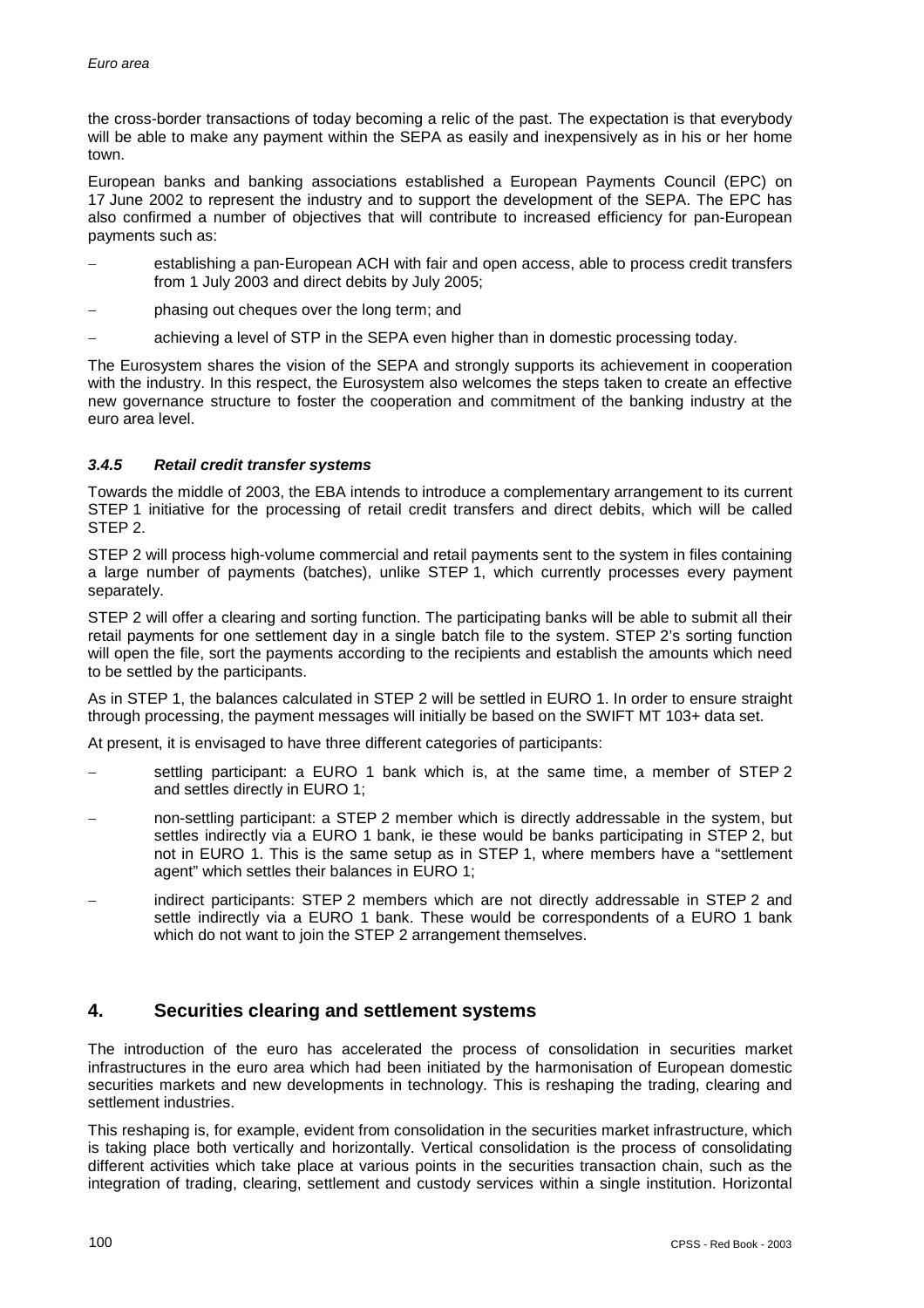the cross-border transactions of today becoming a relic of the past. The expectation is that everybody will be able to make any payment within the SEPA as easily and inexpensively as in his or her home town.

European banks and banking associations established a European Payments Council (EPC) on 17 June 2002 to represent the industry and to support the development of the SEPA. The EPC has also confirmed a number of objectives that will contribute to increased efficiency for pan-European payments such as:

- establishing a pan-European ACH with fair and open access, able to process credit transfers from 1 July 2003 and direct debits by July 2005;
- phasing out cheques over the long term; and
- achieving a level of STP in the SEPA even higher than in domestic processing today.

The Eurosystem shares the vision of the SEPA and strongly supports its achievement in cooperation with the industry. In this respect, the Eurosystem also welcomes the steps taken to create an effective new governance structure to foster the cooperation and commitment of the banking industry at the euro area level.

### *3.4.5 Retail credit transfer systems*

Towards the middle of 2003, the EBA intends to introduce a complementary arrangement to its current STEP 1 initiative for the processing of retail credit transfers and direct debits, which will be called STEP 2.

STEP 2 will process high-volume commercial and retail payments sent to the system in files containing a large number of payments (batches), unlike STEP 1, which currently processes every payment separately.

STEP 2 will offer a clearing and sorting function. The participating banks will be able to submit all their retail payments for one settlement day in a single batch file to the system. STEP 2's sorting function will open the file, sort the payments according to the recipients and establish the amounts which need to be settled by the participants.

As in STEP 1, the balances calculated in STEP 2 will be settled in EURO 1. In order to ensure straight through processing, the payment messages will initially be based on the SWIFT MT 103+ data set.

At present, it is envisaged to have three different categories of participants:

- settling participant: a EURO 1 bank which is, at the same time, a member of STEP 2 and settles directly in EURO 1;
- non-settling participant: a STEP 2 member which is directly addressable in the system, but settles indirectly via a EURO 1 bank, ie these would be banks participating in STEP 2, but not in EURO 1. This is the same setup as in STEP 1, where members have a "settlement agent" which settles their balances in EURO 1;
- indirect participants: STEP 2 members which are not directly addressable in STEP 2 and settle indirectly via a EURO 1 bank. These would be correspondents of a EURO 1 bank which do not want to join the STEP 2 arrangement themselves.

## 4. Securities clearing and settlement systems

The introduction of the euro has accelerated the process of consolidation in securities market infrastructures in the euro area which had been initiated by the harmonisation of European domestic securities markets and new developments in technology. This is reshaping the trading, clearing and settlement industries.

This reshaping is, for example, evident from consolidation in the securities market infrastructure, which is taking place both vertically and horizontally. Vertical consolidation is the process of consolidating different activities which take place at various points in the securities transaction chain, such as the integration of trading, clearing, settlement and custody services within a single institution. Horizontal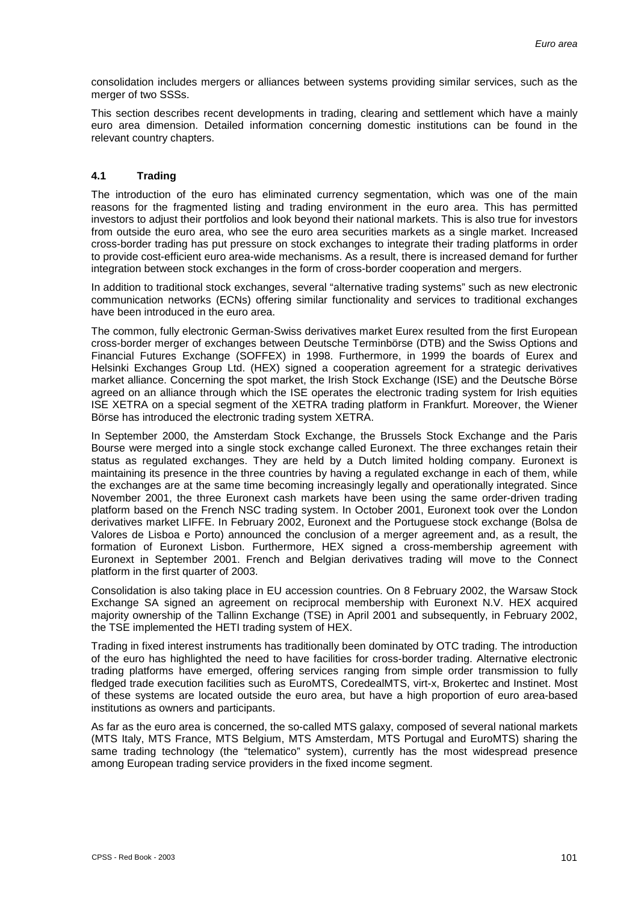consolidation includes mergers or alliances between systems providing similar services, such as the merger of two SSSs.

This section describes recent developments in trading, clearing and settlement which have a mainly euro area dimension. Detailed information concerning domestic institutions can be found in the relevant country chapters.

### 4.1 Trading

The introduction of the euro has eliminated currency segmentation, which was one of the main reasons for the fragmented listing and trading environment in the euro area. This has permitted investors to adjust their portfolios and look beyond their national markets. This is also true for investors from outside the euro area, who see the euro area securities markets as a single market. Increased cross-border trading has put pressure on stock exchanges to integrate their trading platforms in order to provide cost-efficient euro area-wide mechanisms. As a result, there is increased demand for further integration between stock exchanges in the form of cross-border cooperation and mergers.

In addition to traditional stock exchanges, several "alternative trading systems" such as new electronic communication networks (ECNs) offering similar functionality and services to traditional exchanges have been introduced in the euro area.

The common, fully electronic German-Swiss derivatives market Eurex resulted from the first European cross-border merger of exchanges between Deutsche Terminbörse (DTB) and the Swiss Options and Financial Futures Exchange (SOFFEX) in 1998. Furthermore, in 1999 the boards of Eurex and Helsinki Exchanges Group Ltd. (HEX) signed a cooperation agreement for a strategic derivatives market alliance. Concerning the spot market, the Irish Stock Exchange (ISE) and the Deutsche Börse agreed on an alliance through which the ISE operates the electronic trading system for Irish equities ISE XETRA on a special segment of the XETRA trading platform in Frankfurt. Moreover, the Wiener Börse has introduced the electronic trading system XETRA.

In September 2000, the Amsterdam Stock Exchange, the Brussels Stock Exchange and the Paris Bourse were merged into a single stock exchange called Euronext. The three exchanges retain their status as regulated exchanges. They are held by a Dutch limited holding company. Euronext is maintaining its presence in the three countries by having a regulated exchange in each of them, while the exchanges are at the same time becoming increasingly legally and operationally integrated. Since November 2001, the three Euronext cash markets have been using the same order-driven trading platform based on the French NSC trading system. In October 2001, Euronext took over the London derivatives market LIFFE. In February 2002, Euronext and the Portuguese stock exchange (Bolsa de Valores de Lisboa e Porto) announced the conclusion of a merger agreement and, as a result, the formation of Euronext Lisbon. Furthermore, HEX signed a cross-membership agreement with Euronext in September 2001. French and Belgian derivatives trading will move to the Connect platform in the first quarter of 2003.

Consolidation is also taking place in EU accession countries. On 8 February 2002, the Warsaw Stock Exchange SA signed an agreement on reciprocal membership with Euronext N.V. HEX acquired majority ownership of the Tallinn Exchange (TSE) in April 2001 and subsequently, in February 2002, the TSE implemented the HETI trading system of HEX.

Trading in fixed interest instruments has traditionally been dominated by OTC trading. The introduction of the euro has highlighted the need to have facilities for cross-border trading. Alternative electronic trading platforms have emerged, offering services ranging from simple order transmission to fully fledged trade execution facilities such as EuroMTS, CoredealMTS, virt-x, Brokertec and Instinet. Most of these systems are located outside the euro area, but have a high proportion of euro area-based institutions as owners and participants.

As far as the euro area is concerned, the so-called MTS galaxy, composed of several national markets (MTS Italy, MTS France, MTS Belgium, MTS Amsterdam, MTS Portugal and EuroMTS) sharing the same trading technology (the "telematico" system), currently has the most widespread presence among European trading service providers in the fixed income segment.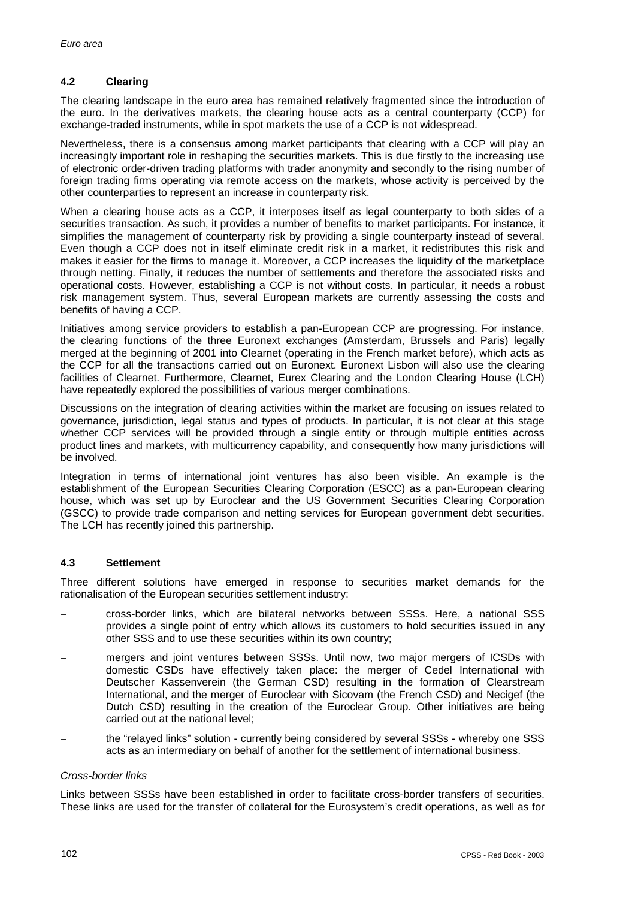### 4.2 Clearing

The clearing landscape in the euro area has remained relatively fragmented since the introduction of the euro. In the derivatives markets, the clearing house acts as a central counterparty (CCP) for exchange-traded instruments, while in spot markets the use of a CCP is not widespread.

Nevertheless, there is a consensus among market participants that clearing with a CCP will play an increasingly important role in reshaping the securities markets. This is due firstly to the increasing use of electronic order-driven trading platforms with trader anonymity and secondly to the rising number of foreign trading firms operating via remote access on the markets, whose activity is perceived by the other counterparties to represent an increase in counterparty risk.

When a clearing house acts as a CCP, it interposes itself as legal counterparty to both sides of a securities transaction. As such, it provides a number of benefits to market participants. For instance, it simplifies the management of counterparty risk by providing a single counterparty instead of several. Even though a CCP does not in itself eliminate credit risk in a market, it redistributes this risk and makes it easier for the firms to manage it. Moreover, a CCP increases the liquidity of the marketplace through netting. Finally, it reduces the number of settlements and therefore the associated risks and operational costs. However, establishing a CCP is not without costs. In particular, it needs a robust risk management system. Thus, several European markets are currently assessing the costs and benefits of having a CCP.

Initiatives among service providers to establish a pan-European CCP are progressing. For instance, the clearing functions of the three Euronext exchanges (Amsterdam, Brussels and Paris) legally merged at the beginning of 2001 into Clearnet (operating in the French market before), which acts as the CCP for all the transactions carried out on Euronext. Euronext Lisbon will also use the clearing facilities of Clearnet. Furthermore, Clearnet, Eurex Clearing and the London Clearing House (LCH) have repeatedly explored the possibilities of various merger combinations.

Discussions on the integration of clearing activities within the market are focusing on issues related to governance, jurisdiction, legal status and types of products. In particular, it is not clear at this stage whether CCP services will be provided through a single entity or through multiple entities across product lines and markets, with multicurrency capability, and consequently how many jurisdictions will be involved.

Integration in terms of international joint ventures has also been visible. An example is the establishment of the European Securities Clearing Corporation (ESCC) as a pan-European clearing house, which was set up by Euroclear and the US Government Securities Clearing Corporation (GSCC) to provide trade comparison and netting services for European government debt securities. The LCH has recently joined this partnership.

### 4.3 Settlement

Three different solutions have emerged in response to securities market demands for the rationalisation of the European securities settlement industry:

- cross-border links, which are bilateral networks between SSSs. Here, a national SSS provides a single point of entry which allows its customers to hold securities issued in any other SSS and to use these securities within its own country;
- mergers and joint ventures between SSSs. Until now, two major mergers of ICSDs with domestic CSDs have effectively taken place: the merger of Cedel International with Deutscher Kassenverein (the German CSD) resulting in the formation of Clearstream International, and the merger of Euroclear with Sicovam (the French CSD) and Necigef (the Dutch CSD) resulting in the creation of the Euroclear Group. Other initiatives are being carried out at the national level;
- the "relayed links" solution - currently being considered by several SSSs - whereby one SSS acts as an intermediary on behalf of another for the settlement of international business.

*Cross-border links*

Links between SSSs have been established in order to facilitate cross-border transfers of securities. These links are used for the transfer of collateral for the Eurosystem's credit operations, as well as for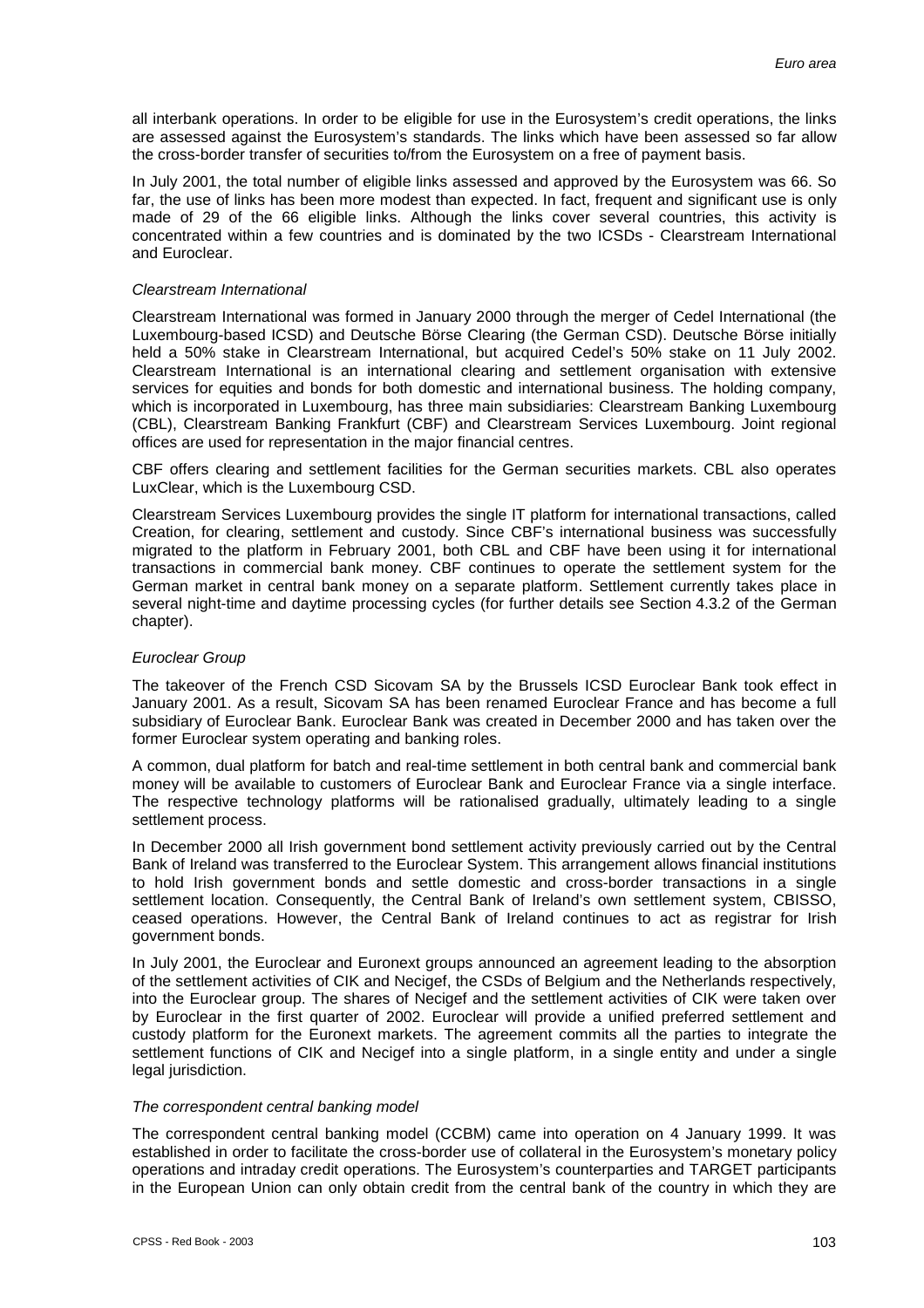all interbank operations. In order to be eligible for use in the Eurosystem's credit operations, the links are assessed against the Eurosystem's standards. The links which have been assessed so far allow the cross-border transfer of securities to/from the Eurosystem on a free of payment basis.

In July 2001, the total number of eligible links assessed and approved by the Eurosystem was 66. So far, the use of links has been more modest than expected. In fact, frequent and significant use is only made of 29 of the 66 eligible links. Although the links cover several countries, this activity is concentrated within a few countries and is dominated by the two ICSDs - Clearstream International and Euroclear.

*Clearstream International*

Clearstream International was formed in January 2000 through the merger of Cedel International (the Luxembourg-based ICSD) and Deutsche Börse Clearing (the German CSD). Deutsche Börse initially held a 50% stake in Clearstream International, but acquired Cedel's 50% stake on 11 July 2002. Clearstream International is an international clearing and settlement organisation with extensive services for equities and bonds for both domestic and international business. The holding company, which is incorporated in Luxembourg, has three main subsidiaries: Clearstream Banking Luxembourg (CBL), Clearstream Banking Frankfurt (CBF) and Clearstream Services Luxembourg. Joint regional offices are used for representation in the major financial centres.

CBF offers clearing and settlement facilities for the German securities markets. CBL also operates LuxClear, which is the Luxembourg CSD.

Clearstream Services Luxembourg provides the single IT platform for international transactions, called Creation, for clearing, settlement and custody. Since CBF's international business was successfully migrated to the platform in February 2001, both CBL and CBF have been using it for international transactions in commercial bank money. CBF continues to operate the settlement system for the German market in central bank money on a separate platform. Settlement currently takes place in several night-time and daytime processing cycles (for further details see Section 4.3.2 of the German chapter).

*Euroclear Group*

The takeover of the French CSD Sicovam SA by the Brussels ICSD Euroclear Bank took effect in January 2001. As a result, Sicovam SA has been renamed Euroclear France and has become a full subsidiary of Euroclear Bank. Euroclear Bank was created in December 2000 and has taken over the former Euroclear system operating and banking roles.

A common, dual platform for batch and real-time settlement in both central bank and commercial bank money will be available to customers of Euroclear Bank and Euroclear France via a single interface. The respective technology platforms will be rationalised gradually, ultimately leading to a single settlement process.

In December 2000 all Irish government bond settlement activity previously carried out by the Central Bank of Ireland was transferred to the Euroclear System. This arrangement allows financial institutions to hold Irish government bonds and settle domestic and cross-border transactions in a single settlement location. Consequently, the Central Bank of Ireland's own settlement system, CBISSO, ceased operations. However, the Central Bank of Ireland continues to act as registrar for Irish government bonds.

In July 2001, the Euroclear and Euronext groups announced an agreement leading to the absorption of the settlement activities of CIK and Necigef, the CSDs of Belgium and the Netherlands respectively, into the Euroclear group. The shares of Necigef and the settlement activities of CIK were taken over by Euroclear in the first quarter of 2002. Euroclear will provide a unified preferred settlement and custody platform for the Euronext markets. The agreement commits all the parties to integrate the settlement functions of CIK and Necigef into a single platform, in a single entity and under a single legal jurisdiction.

*The correspondent central banking model*

The correspondent central banking model (CCBM) came into operation on 4 January 1999. It was established in order to facilitate the cross-border use of collateral in the Eurosystem's monetary policy operations and intraday credit operations. The Eurosystem's counterparties and TARGET participants in the European Union can only obtain credit from the central bank of the country in which they are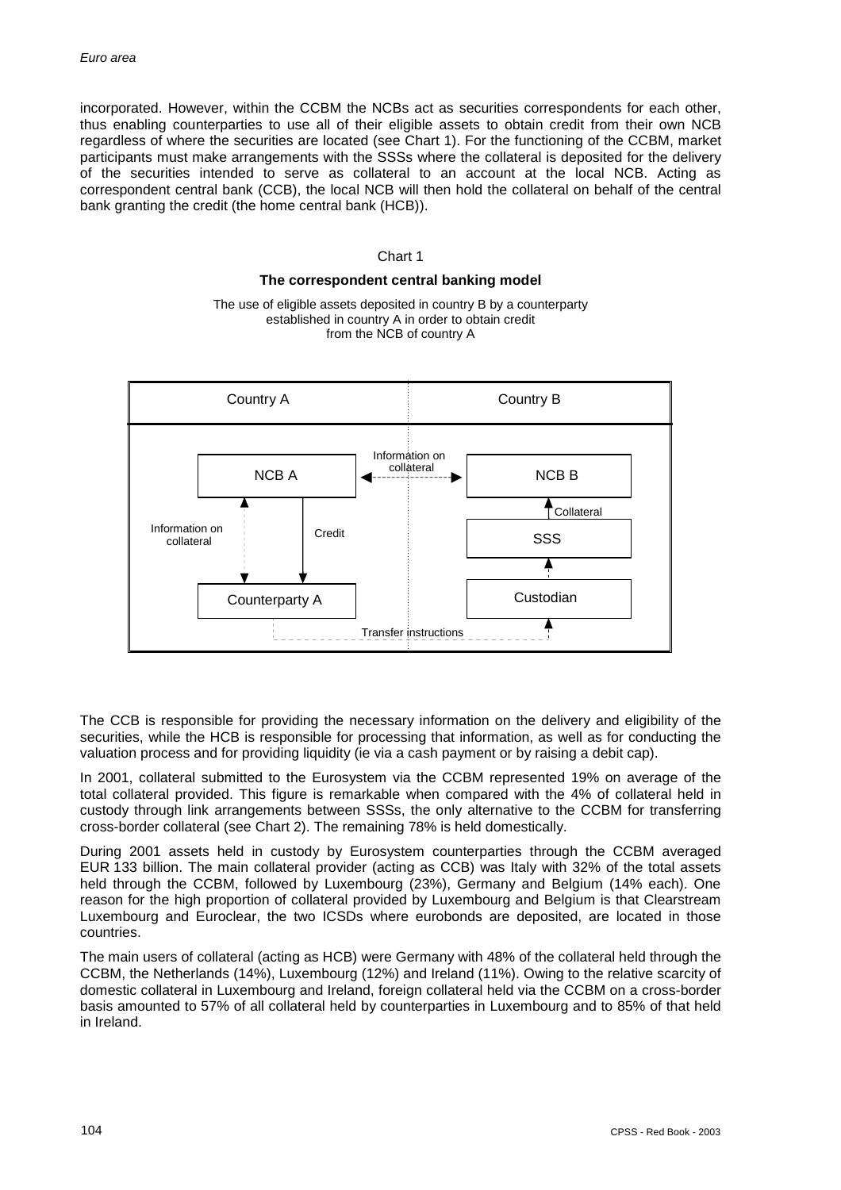incorporated. However, within the CCBM the NCBs act as securities correspondents for each other, thus enabling counterparties to use all of their eligible assets to obtain credit from their own NCB regardless of where the securities are located (see Chart 1). For the functioning of the CCBM, market participants must make arrangements with the SSSs where the collateral is deposited for the delivery of the securities intended to serve as collateral to an account at the local NCB. Acting as correspondent central bank (CCB), the local NCB will then hold the collateral on behalf of the central bank granting the credit (the home central bank (HCB)).

Chart 1

**The correspondent central banking model**

The use of eligible assets deposited in country B by a counterparty established in country A in order to obtain credit from the NCB of country A

| Country A | Country B |
|---|---|
| NCB A ← Information on collateral → NCB B | |
| NCB A ↔ Counterparty A: Information on collateral; NCB A → Counterparty A: Credit | SSS → NCB B: Collateral; Custodian → SSS |
| Counterparty A — Transfer instructions → Custodian | |

The CCB is responsible for providing the necessary information on the delivery and eligibility of the securities, while the HCB is responsible for processing that information, as well as for conducting the valuation process and for providing liquidity (ie via a cash payment or by raising a debit cap).

In 2001, collateral submitted to the Eurosystem via the CCBM represented 19% on average of the total collateral provided. This figure is remarkable when compared with the 4% of collateral held in custody through link arrangements between SSSs, the only alternative to the CCBM for transferring cross-border collateral (see Chart 2). The remaining 78% is held domestically.

During 2001 assets held in custody by Eurosystem counterparties through the CCBM averaged EUR 133 billion. The main collateral provider (acting as CCB) was Italy with 32% of the total assets held through the CCBM, followed by Luxembourg (23%), Germany and Belgium (14% each). One reason for the high proportion of collateral provided by Luxembourg and Belgium is that Clearstream Luxembourg and Euroclear, the two ICSDs where eurobonds are deposited, are located in those countries.

The main users of collateral (acting as HCB) were Germany with 48% of the collateral held through the CCBM, the Netherlands (14%), Luxembourg (12%) and Ireland (11%). Owing to the relative scarcity of domestic collateral in Luxembourg and Ireland, foreign collateral held via the CCBM on a cross-border basis amounted to 57% of all collateral held by counterparties in Luxembourg and to 85% of that held in Ireland.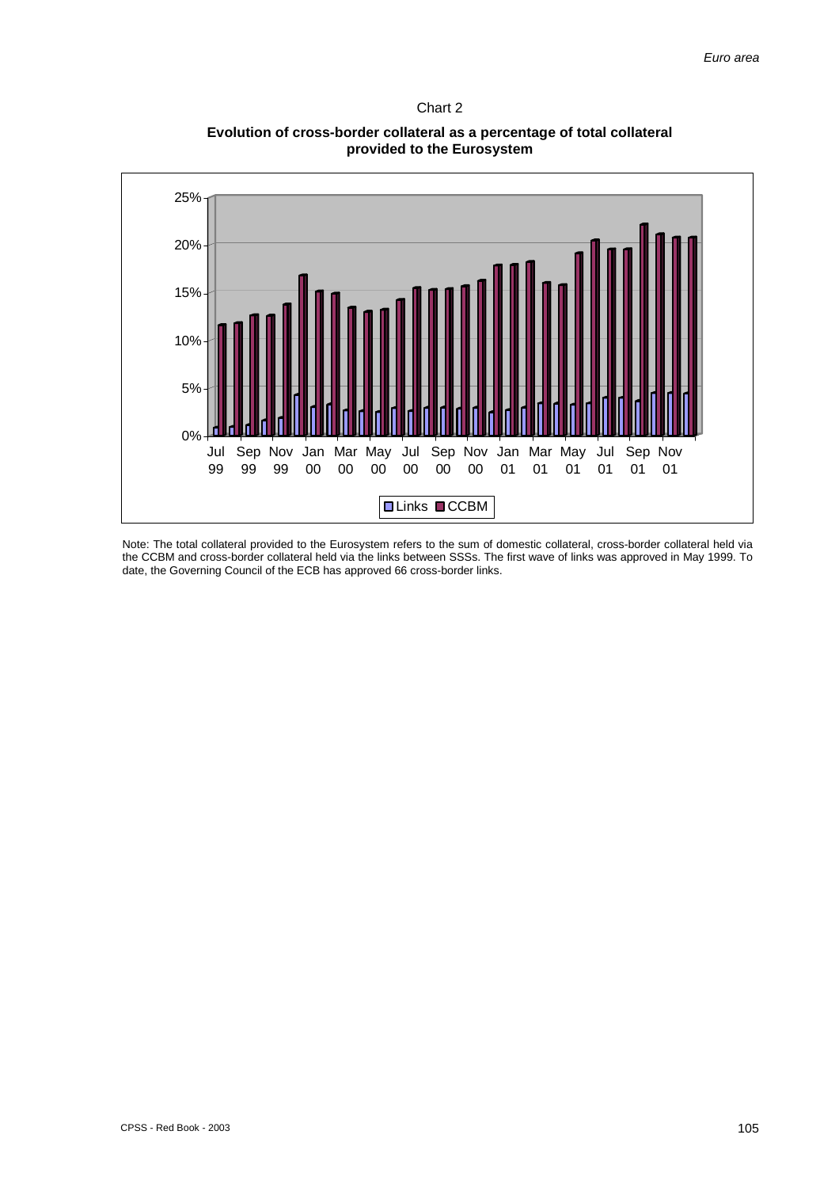Chart 2

**Evolution of cross-border collateral as a percentage of total collateral provided to the Eurosystem**

25%
20%
15%
10%
5%
0%

Jul 99
Sep 99
Nov 99
Jan 00
Mar 00
May 00
Jul 00
Sep 00
Nov 00
Jan 01
Mar 01
May 01
Jul 01
Sep 01
Nov 01

Links
CCBM

Note: The total collateral provided to the Eurosystem refers to the sum of domestic collateral, cross-border collateral held via the CCBM and cross-border collateral held via the links between SSSs. The first wave of links was approved in May 1999. To date, the Governing Council of the ECB has approved 66 cross-border links.